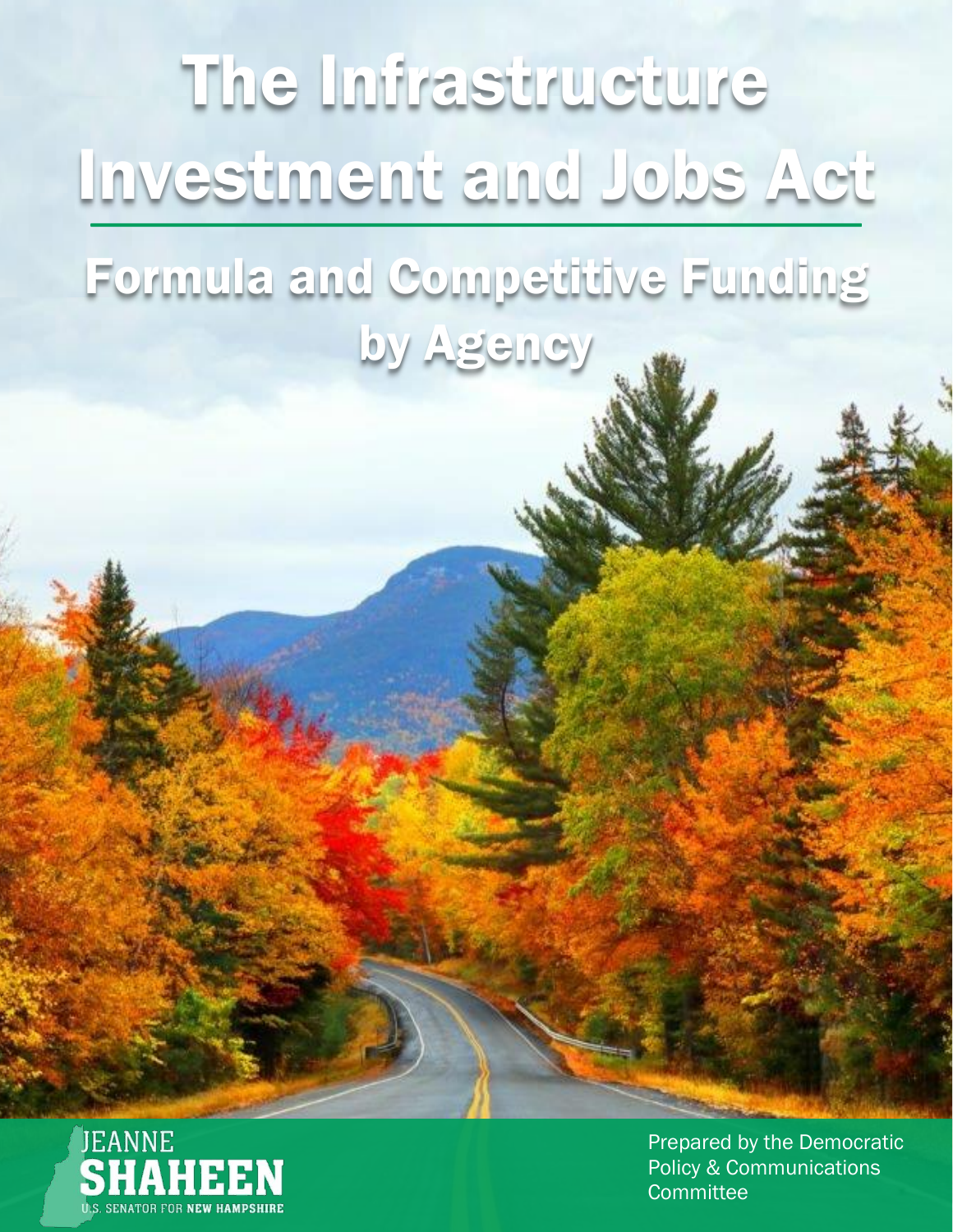# The Infrastructure Investment and Jobs Act

## Formula and Competitive Funding by Agency

JEANNE SHAHEEN
U.S. SENATOR FOR NEW HAMPSHIRE

Prepared by the Democratic Policy & Communications Committee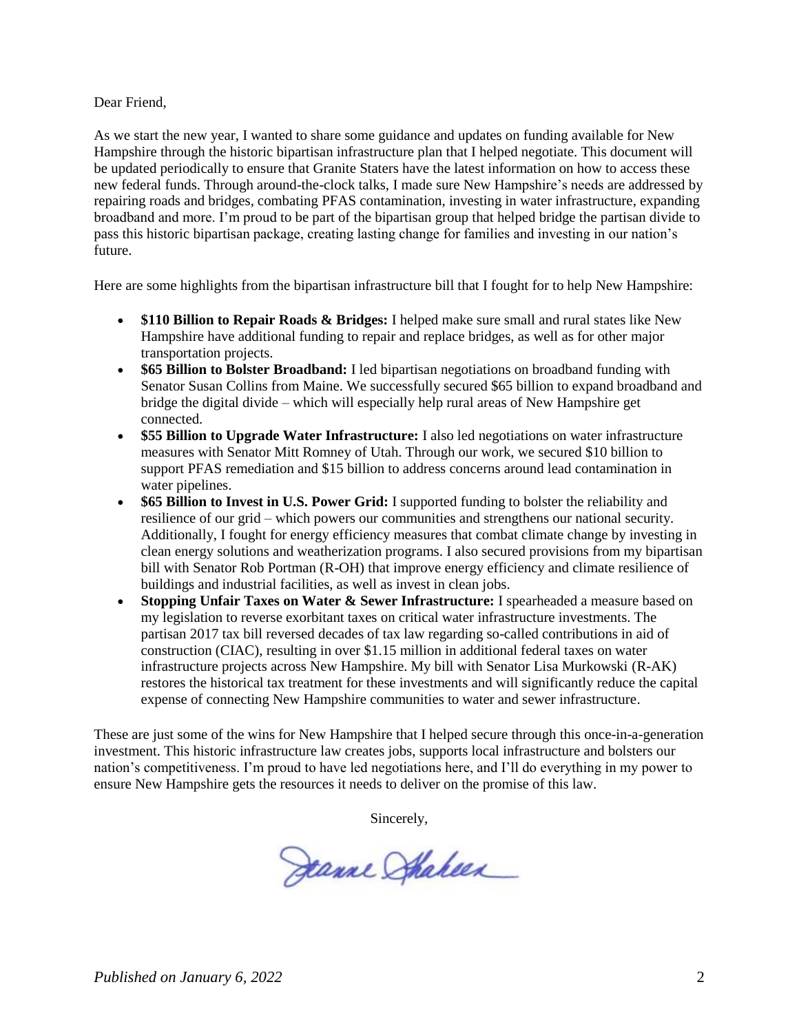Dear Friend,

As we start the new year, I wanted to share some guidance and updates on funding available for New Hampshire through the historic bipartisan infrastructure plan that I helped negotiate. This document will be updated periodically to ensure that Granite Staters have the latest information on how to access these new federal funds. Through around-the-clock talks, I made sure New Hampshire's needs are addressed by repairing roads and bridges, combating PFAS contamination, investing in water infrastructure, expanding broadband and more. I'm proud to be part of the bipartisan group that helped bridge the partisan divide to pass this historic bipartisan package, creating lasting change for families and investing in our nation's future.

Here are some highlights from the bipartisan infrastructure bill that I fought for to help New Hampshire:

- **$110 Billion to Repair Roads & Bridges:** I helped make sure small and rural states like New Hampshire have additional funding to repair and replace bridges, as well as for other major transportation projects.
- **$65 Billion to Bolster Broadband:** I led bipartisan negotiations on broadband funding with Senator Susan Collins from Maine. We successfully secured $65 billion to expand broadband and bridge the digital divide – which will especially help rural areas of New Hampshire get connected.
- **$55 Billion to Upgrade Water Infrastructure:** I also led negotiations on water infrastructure measures with Senator Mitt Romney of Utah. Through our work, we secured $10 billion to support PFAS remediation and $15 billion to address concerns around lead contamination in water pipelines.
- **$65 Billion to Invest in U.S. Power Grid:** I supported funding to bolster the reliability and resilience of our grid – which powers our communities and strengthens our national security. Additionally, I fought for energy efficiency measures that combat climate change by investing in clean energy solutions and weatherization programs. I also secured provisions from my bipartisan bill with Senator Rob Portman (R-OH) that improve energy efficiency and climate resilience of buildings and industrial facilities, as well as invest in clean jobs.
- **Stopping Unfair Taxes on Water & Sewer Infrastructure:** I spearheaded a measure based on my legislation to reverse exorbitant taxes on critical water infrastructure investments. The partisan 2017 tax bill reversed decades of tax law regarding so-called contributions in aid of construction (CIAC), resulting in over $1.15 million in additional federal taxes on water infrastructure projects across New Hampshire. My bill with Senator Lisa Murkowski (R-AK) restores the historical tax treatment for these investments and will significantly reduce the capital expense of connecting New Hampshire communities to water and sewer infrastructure.

These are just some of the wins for New Hampshire that I helped secure through this once-in-a-generation investment. This historic infrastructure law creates jobs, supports local infrastructure and bolsters our nation's competitiveness. I'm proud to have led negotiations here, and I'll do everything in my power to ensure New Hampshire gets the resources it needs to deliver on the promise of this law.

Sincerely,

Jeanne Shaheen

*Published on January 6, 2022*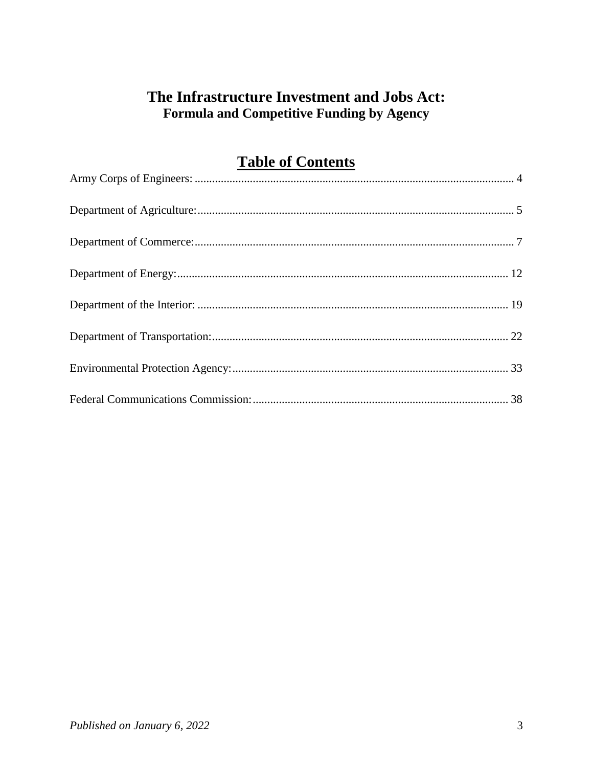# The Infrastructure Investment and Jobs Act:
## Formula and Competitive Funding by Agency

## Table of Contents

Army Corps of Engineers: .......... 4

Department of Agriculture: .......... 5

Department of Commerce: .......... 7

Department of Energy: .......... 12

Department of the Interior: .......... 19

Department of Transportation: .......... 22

Environmental Protection Agency: .......... 33

Federal Communications Commission: .......... 38

*Published on January 6, 2022*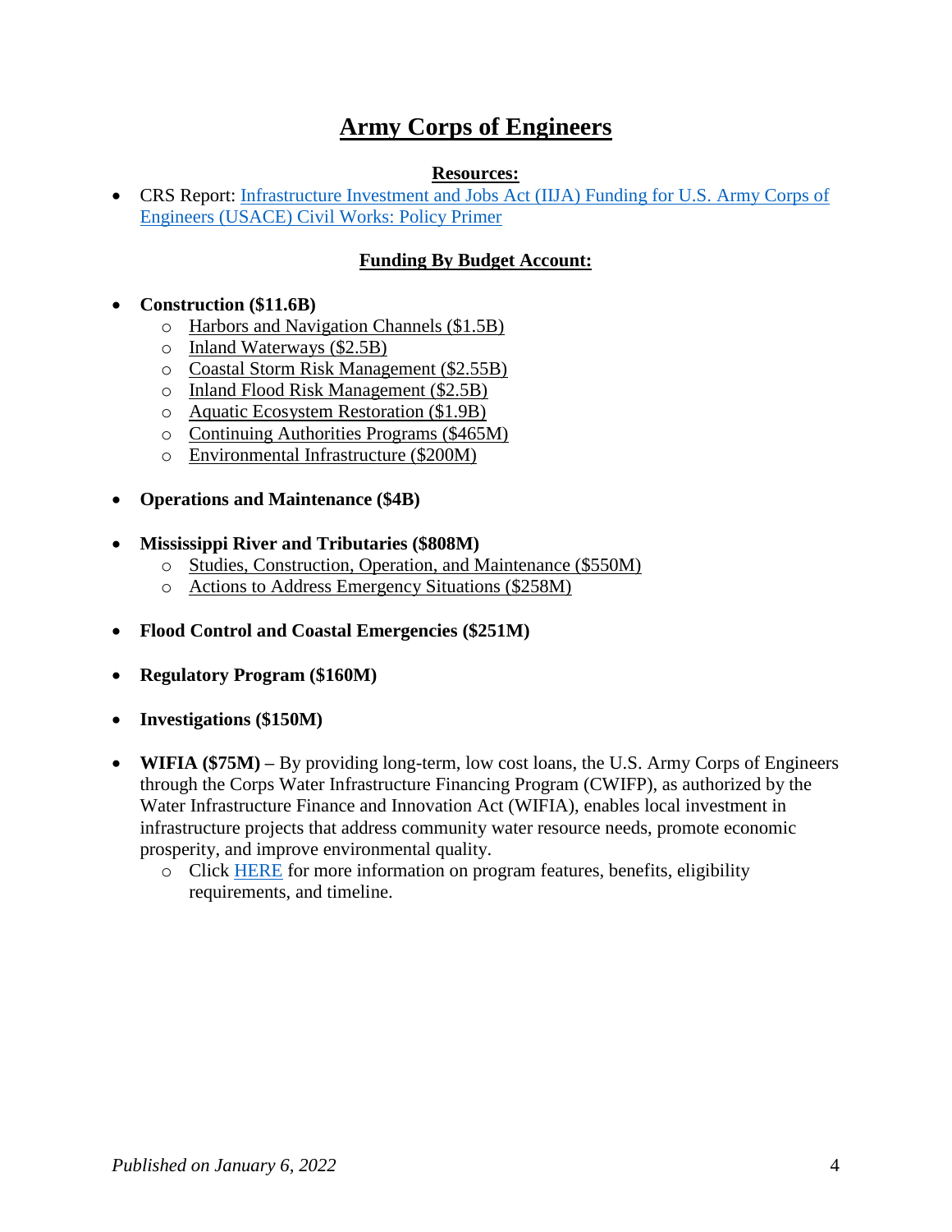# Army Corps of Engineers

## Resources:

- CRS Report: [Infrastructure Investment and Jobs Act (IIJA) Funding for U.S. Army Corps of Engineers (USACE) Civil Works: Policy Primer]

## Funding By Budget Account:

- **Construction ($11.6B)**
  - Harbors and Navigation Channels ($1.5B)
  - Inland Waterways ($2.5B)
  - Coastal Storm Risk Management ($2.55B)
  - Inland Flood Risk Management ($2.5B)
  - Aquatic Ecosystem Restoration ($1.9B)
  - Continuing Authorities Programs ($465M)
  - Environmental Infrastructure ($200M)

- **Operations and Maintenance ($4B)**

- **Mississippi River and Tributaries ($808M)**
  - Studies, Construction, Operation, and Maintenance ($550M)
  - Actions to Address Emergency Situations ($258M)

- **Flood Control and Coastal Emergencies ($251M)**

- **Regulatory Program ($160M)**

- **Investigations ($150M)**

- **WIFIA ($75M) –** By providing long-term, low cost loans, the U.S. Army Corps of Engineers through the Corps Water Infrastructure Financing Program (CWIFP), as authorized by the Water Infrastructure Finance and Innovation Act (WIFIA), enables local investment in infrastructure projects that address community water resource needs, promote economic prosperity, and improve environmental quality.
  - Click HERE for more information on program features, benefits, eligibility requirements, and timeline.

*Published on January 6, 2022*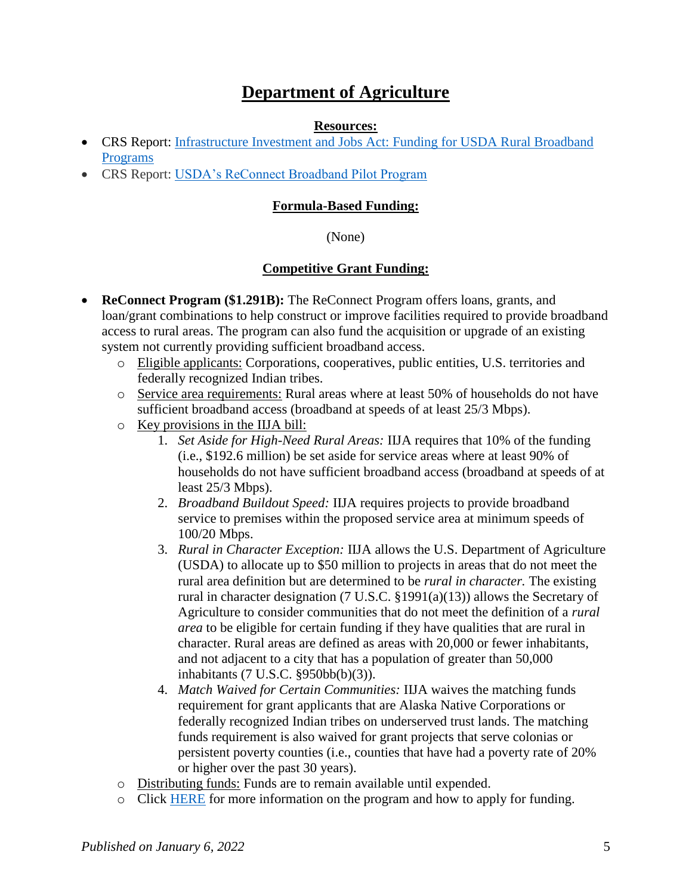# Department of Agriculture

**Resources:**

- CRS Report: [Infrastructure Investment and Jobs Act: Funding for USDA Rural Broadband Programs]()
- CRS Report: [USDA's ReConnect Broadband Pilot Program]()

**Formula-Based Funding:**

(None)

**Competitive Grant Funding:**

- **ReConnect Program ($1.291B):** The ReConnect Program offers loans, grants, and loan/grant combinations to help construct or improve facilities required to provide broadband access to rural areas. The program can also fund the acquisition or upgrade of an existing system not currently providing sufficient broadband access.
  - Eligible applicants: Corporations, cooperatives, public entities, U.S. territories and federally recognized Indian tribes.
  - Service area requirements: Rural areas where at least 50% of households do not have sufficient broadband access (broadband at speeds of at least 25/3 Mbps).
  - Key provisions in the IIJA bill:
    1. *Set Aside for High-Need Rural Areas:* IIJA requires that 10% of the funding (i.e., $192.6 million) be set aside for service areas where at least 90% of households do not have sufficient broadband access (broadband at speeds of at least 25/3 Mbps).
    2. *Broadband Buildout Speed:* IIJA requires projects to provide broadband service to premises within the proposed service area at minimum speeds of 100/20 Mbps.
    3. *Rural in Character Exception:* IIJA allows the U.S. Department of Agriculture (USDA) to allocate up to $50 million to projects in areas that do not meet the rural area definition but are determined to be *rural in character.* The existing rural in character designation (7 U.S.C. §1991(a)(13)) allows the Secretary of Agriculture to consider communities that do not meet the definition of a *rural area* to be eligible for certain funding if they have qualities that are rural in character. Rural areas are defined as areas with 20,000 or fewer inhabitants, and not adjacent to a city that has a population of greater than 50,000 inhabitants (7 U.S.C. §950bb(b)(3)).
    4. *Match Waived for Certain Communities:* IIJA waives the matching funds requirement for grant applicants that are Alaska Native Corporations or federally recognized Indian tribes on underserved trust lands. The matching funds requirement is also waived for grant projects that serve colonias or persistent poverty counties (i.e., counties that have had a poverty rate of 20% or higher over the past 30 years).
  - Distributing funds: Funds are to remain available until expended.
  - Click [HERE]() for more information on the program and how to apply for funding.

*Published on January 6, 2022*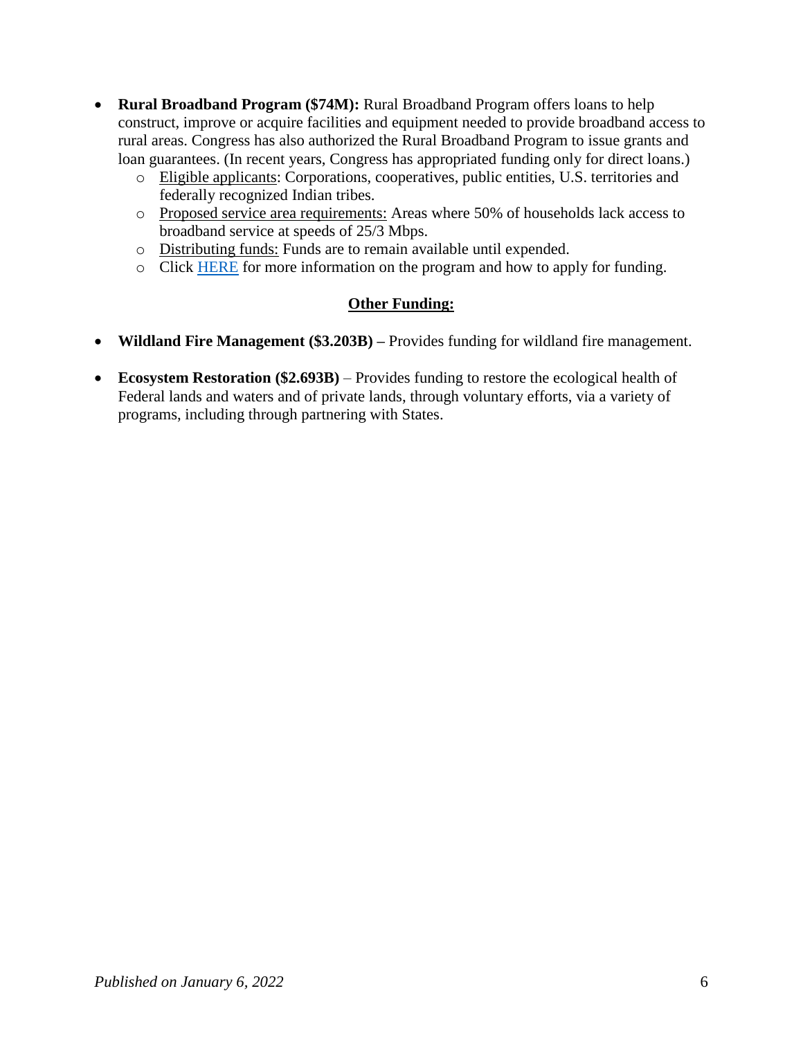- **Rural Broadband Program ($74M):** Rural Broadband Program offers loans to help construct, improve or acquire facilities and equipment needed to provide broadband access to rural areas. Congress has also authorized the Rural Broadband Program to issue grants and loan guarantees. (In recent years, Congress has appropriated funding only for direct loans.)
  - Eligible applicants: Corporations, cooperatives, public entities, U.S. territories and federally recognized Indian tribes.
  - Proposed service area requirements: Areas where 50% of households lack access to broadband service at speeds of 25/3 Mbps.
  - Distributing funds: Funds are to remain available until expended.
  - Click HERE for more information on the program and how to apply for funding.

**Other Funding:**

- **Wildland Fire Management ($3.203B) –** Provides funding for wildland fire management.
- **Ecosystem Restoration ($2.693B)** – Provides funding to restore the ecological health of Federal lands and waters and of private lands, through voluntary efforts, via a variety of programs, including through partnering with States.

*Published on January 6, 2022*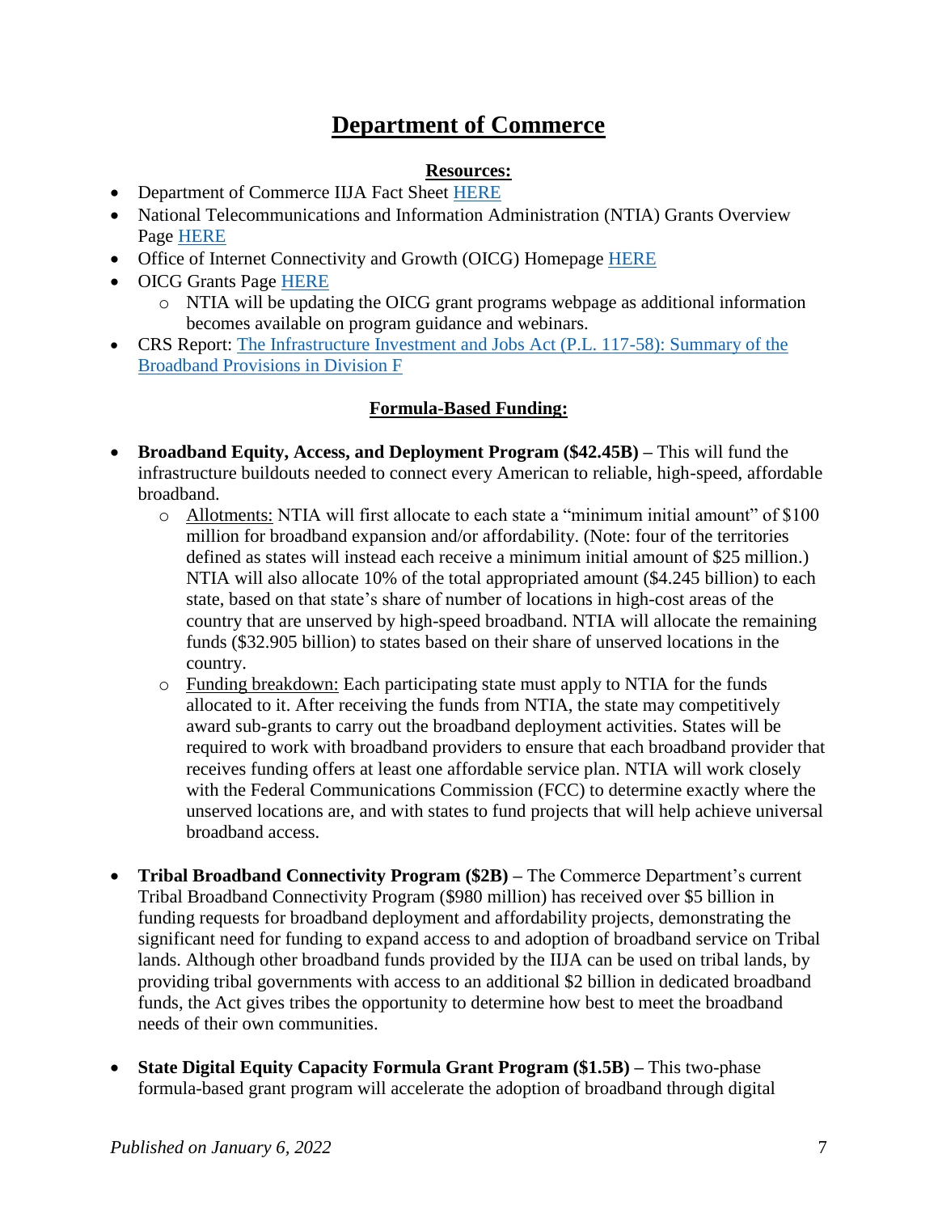# Department of Commerce

**Resources:**

- Department of Commerce IIJA Fact Sheet HERE
- National Telecommunications and Information Administration (NTIA) Grants Overview Page HERE
- Office of Internet Connectivity and Growth (OICG) Homepage HERE
- OICG Grants Page HERE
  - NTIA will be updating the OICG grant programs webpage as additional information becomes available on program guidance and webinars.
- CRS Report: The Infrastructure Investment and Jobs Act (P.L. 117-58): Summary of the Broadband Provisions in Division F

**Formula-Based Funding:**

- **Broadband Equity, Access, and Deployment Program ($42.45B) –** This will fund the infrastructure buildouts needed to connect every American to reliable, high-speed, affordable broadband.
  - Allotments: NTIA will first allocate to each state a "minimum initial amount" of $100 million for broadband expansion and/or affordability. (Note: four of the territories defined as states will instead each receive a minimum initial amount of $25 million.) NTIA will also allocate 10% of the total appropriated amount ($4.245 billion) to each state, based on that state's share of number of locations in high-cost areas of the country that are unserved by high-speed broadband. NTIA will allocate the remaining funds ($32.905 billion) to states based on their share of unserved locations in the country.
  - Funding breakdown: Each participating state must apply to NTIA for the funds allocated to it. After receiving the funds from NTIA, the state may competitively award sub-grants to carry out the broadband deployment activities. States will be required to work with broadband providers to ensure that each broadband provider that receives funding offers at least one affordable service plan. NTIA will work closely with the Federal Communications Commission (FCC) to determine exactly where the unserved locations are, and with states to fund projects that will help achieve universal broadband access.

- **Tribal Broadband Connectivity Program ($2B) –** The Commerce Department's current Tribal Broadband Connectivity Program ($980 million) has received over $5 billion in funding requests for broadband deployment and affordability projects, demonstrating the significant need for funding to expand access to and adoption of broadband service on Tribal lands. Although other broadband funds provided by the IIJA can be used on tribal lands, by providing tribal governments with access to an additional $2 billion in dedicated broadband funds, the Act gives tribes the opportunity to determine how best to meet the broadband needs of their own communities.

- **State Digital Equity Capacity Formula Grant Program ($1.5B) –** This two-phase formula-based grant program will accelerate the adoption of broadband through digital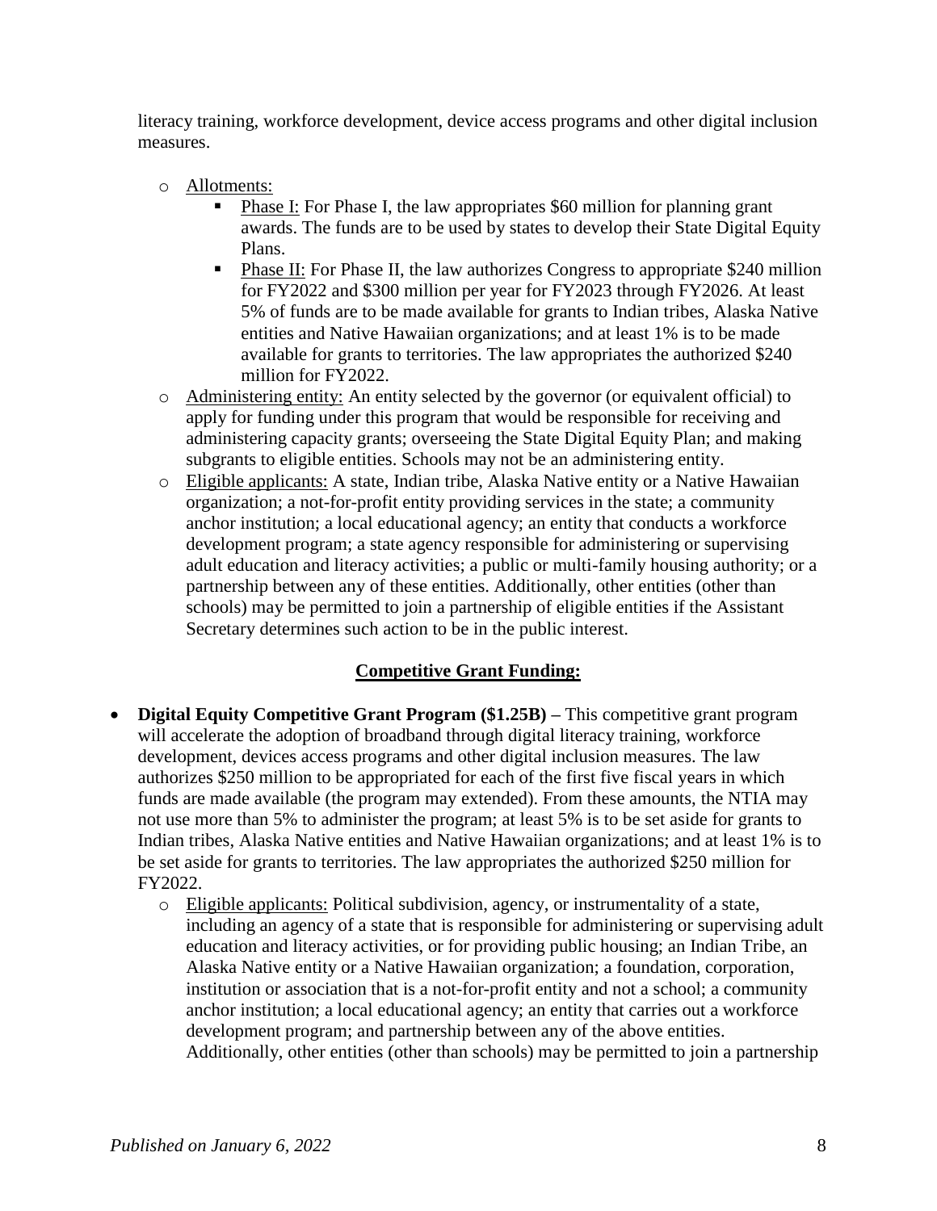literacy training, workforce development, device access programs and other digital inclusion measures.

- Allotments:
  - Phase I: For Phase I, the law appropriates $60 million for planning grant awards. The funds are to be used by states to develop their State Digital Equity Plans.
  - Phase II: For Phase II, the law authorizes Congress to appropriate $240 million for FY2022 and $300 million per year for FY2023 through FY2026. At least 5% of funds are to be made available for grants to Indian tribes, Alaska Native entities and Native Hawaiian organizations; and at least 1% is to be made available for grants to territories. The law appropriates the authorized $240 million for FY2022.
- Administering entity: An entity selected by the governor (or equivalent official) to apply for funding under this program that would be responsible for receiving and administering capacity grants; overseeing the State Digital Equity Plan; and making subgrants to eligible entities. Schools may not be an administering entity.
- Eligible applicants: A state, Indian tribe, Alaska Native entity or a Native Hawaiian organization; a not-for-profit entity providing services in the state; a community anchor institution; a local educational agency; an entity that conducts a workforce development program; a state agency responsible for administering or supervising adult education and literacy activities; a public or multi-family housing authority; or a partnership between any of these entities. Additionally, other entities (other than schools) may be permitted to join a partnership of eligible entities if the Assistant Secretary determines such action to be in the public interest.

## Competitive Grant Funding:

- **Digital Equity Competitive Grant Program ($1.25B) –** This competitive grant program will accelerate the adoption of broadband through digital literacy training, workforce development, devices access programs and other digital inclusion measures. The law authorizes $250 million to be appropriated for each of the first five fiscal years in which funds are made available (the program may extended). From these amounts, the NTIA may not use more than 5% to administer the program; at least 5% is to be set aside for grants to Indian tribes, Alaska Native entities and Native Hawaiian organizations; and at least 1% is to be set aside for grants to territories. The law appropriates the authorized $250 million for FY2022.
  - Eligible applicants: Political subdivision, agency, or instrumentality of a state, including an agency of a state that is responsible for administering or supervising adult education and literacy activities, or for providing public housing; an Indian Tribe, an Alaska Native entity or a Native Hawaiian organization; a foundation, corporation, institution or association that is a not-for-profit entity and not a school; a community anchor institution; a local educational agency; an entity that carries out a workforce development program; and partnership between any of the above entities. Additionally, other entities (other than schools) may be permitted to join a partnership

*Published on January 6, 2022*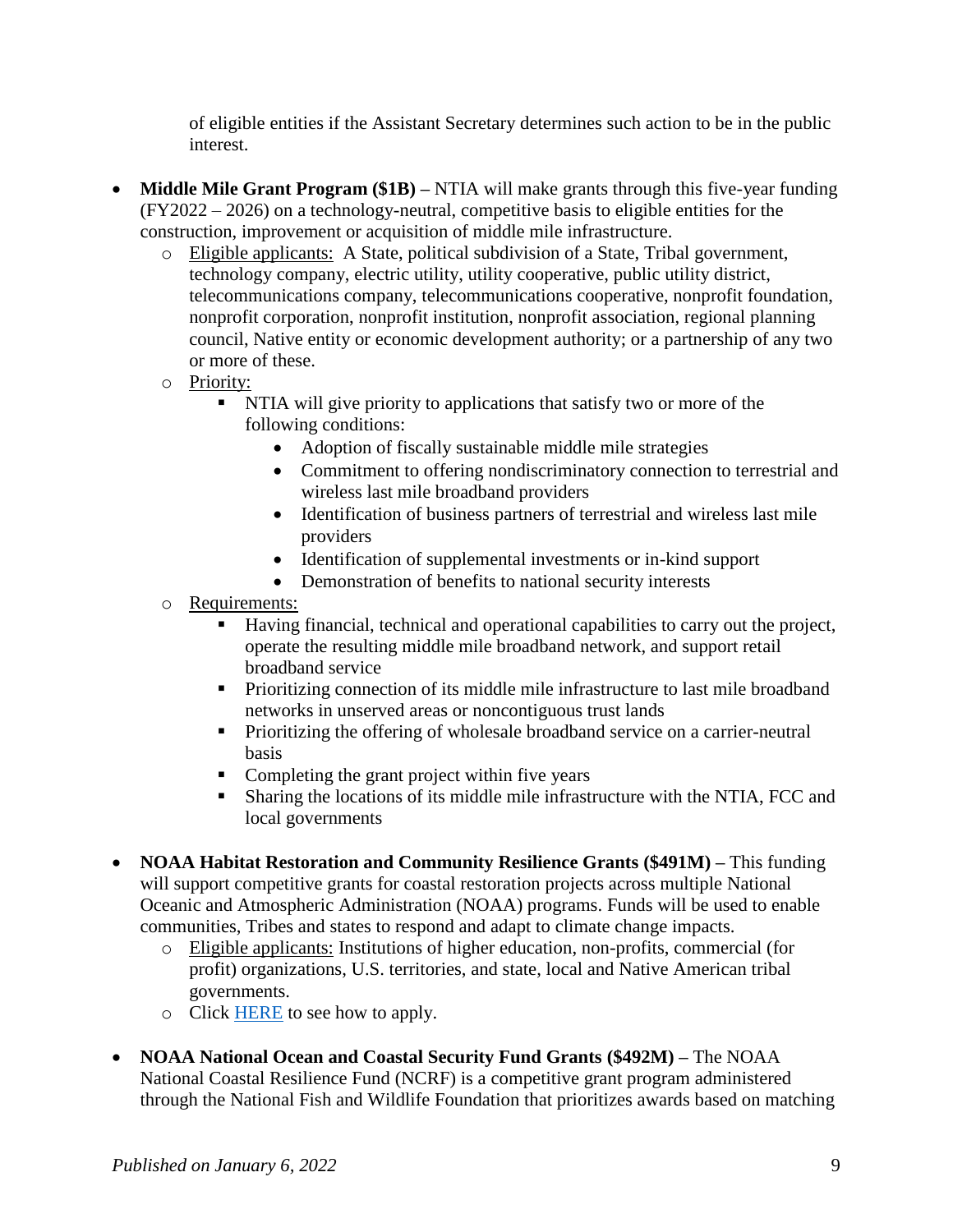of eligible entities if the Assistant Secretary determines such action to be in the public interest.

- **Middle Mile Grant Program ($1B) –** NTIA will make grants through this five-year funding (FY2022 – 2026) on a technology-neutral, competitive basis to eligible entities for the construction, improvement or acquisition of middle mile infrastructure.
  - <u>Eligible applicants:</u> A State, political subdivision of a State, Tribal government, technology company, electric utility, utility cooperative, public utility district, telecommunications company, telecommunications cooperative, nonprofit foundation, nonprofit corporation, nonprofit institution, nonprofit association, regional planning council, Native entity or economic development authority; or a partnership of any two or more of these.
  - <u>Priority:</u>
    - NTIA will give priority to applications that satisfy two or more of the following conditions:
      - Adoption of fiscally sustainable middle mile strategies
      - Commitment to offering nondiscriminatory connection to terrestrial and wireless last mile broadband providers
      - Identification of business partners of terrestrial and wireless last mile providers
      - Identification of supplemental investments or in-kind support
      - Demonstration of benefits to national security interests
  - <u>Requirements:</u>
    - Having financial, technical and operational capabilities to carry out the project, operate the resulting middle mile broadband network, and support retail broadband service
    - Prioritizing connection of its middle mile infrastructure to last mile broadband networks in unserved areas or noncontiguous trust lands
    - Prioritizing the offering of wholesale broadband service on a carrier-neutral basis
    - Completing the grant project within five years
    - Sharing the locations of its middle mile infrastructure with the NTIA, FCC and local governments

- **NOAA Habitat Restoration and Community Resilience Grants ($491M) –** This funding will support competitive grants for coastal restoration projects across multiple National Oceanic and Atmospheric Administration (NOAA) programs. Funds will be used to enable communities, Tribes and states to respond and adapt to climate change impacts.
  - <u>Eligible applicants:</u> Institutions of higher education, non-profits, commercial (for profit) organizations, U.S. territories, and state, local and Native American tribal governments.
  - Click HERE to see how to apply.

- **NOAA National Ocean and Coastal Security Fund Grants ($492M) –** The NOAA National Coastal Resilience Fund (NCRF) is a competitive grant program administered through the National Fish and Wildlife Foundation that prioritizes awards based on matching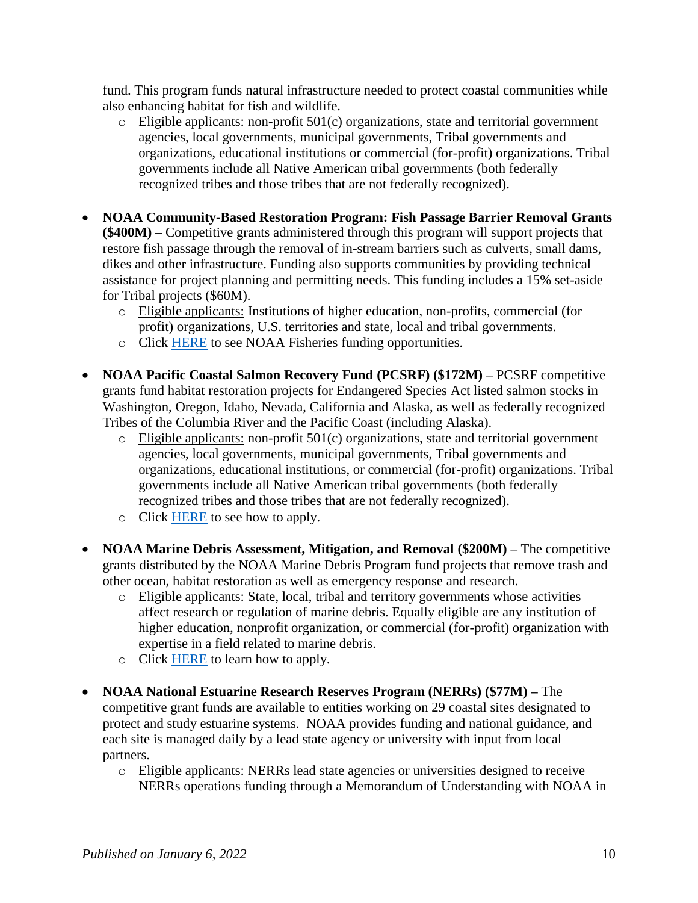fund. This program funds natural infrastructure needed to protect coastal communities while also enhancing habitat for fish and wildlife.

  - Eligible applicants: non-profit 501(c) organizations, state and territorial government agencies, local governments, municipal governments, Tribal governments and organizations, educational institutions or commercial (for-profit) organizations. Tribal governments include all Native American tribal governments (both federally recognized tribes and those tribes that are not federally recognized).

- **NOAA Community-Based Restoration Program: Fish Passage Barrier Removal Grants ($400M) –** Competitive grants administered through this program will support projects that restore fish passage through the removal of in-stream barriers such as culverts, small dams, dikes and other infrastructure. Funding also supports communities by providing technical assistance for project planning and permitting needs. This funding includes a 15% set-aside for Tribal projects ($60M).
  - Eligible applicants: Institutions of higher education, non-profits, commercial (for profit) organizations, U.S. territories and state, local and tribal governments.
  - Click HERE to see NOAA Fisheries funding opportunities.

- **NOAA Pacific Coastal Salmon Recovery Fund (PCSRF) ($172M) –** PCSRF competitive grants fund habitat restoration projects for Endangered Species Act listed salmon stocks in Washington, Oregon, Idaho, Nevada, California and Alaska, as well as federally recognized Tribes of the Columbia River and the Pacific Coast (including Alaska).
  - Eligible applicants: non-profit 501(c) organizations, state and territorial government agencies, local governments, municipal governments, Tribal governments and organizations, educational institutions, or commercial (for-profit) organizations. Tribal governments include all Native American tribal governments (both federally recognized tribes and those tribes that are not federally recognized).
  - Click HERE to see how to apply.

- **NOAA Marine Debris Assessment, Mitigation, and Removal ($200M) –** The competitive grants distributed by the NOAA Marine Debris Program fund projects that remove trash and other ocean, habitat restoration as well as emergency response and research.
  - Eligible applicants: State, local, tribal and territory governments whose activities affect research or regulation of marine debris. Equally eligible are any institution of higher education, nonprofit organization, or commercial (for-profit) organization with expertise in a field related to marine debris.
  - Click HERE to learn how to apply.

- **NOAA National Estuarine Research Reserves Program (NERRs) ($77M) –** The competitive grant funds are available to entities working on 29 coastal sites designated to protect and study estuarine systems. NOAA provides funding and national guidance, and each site is managed daily by a lead state agency or university with input from local partners.
  - Eligible applicants: NERRs lead state agencies or universities designed to receive NERRs operations funding through a Memorandum of Understanding with NOAA in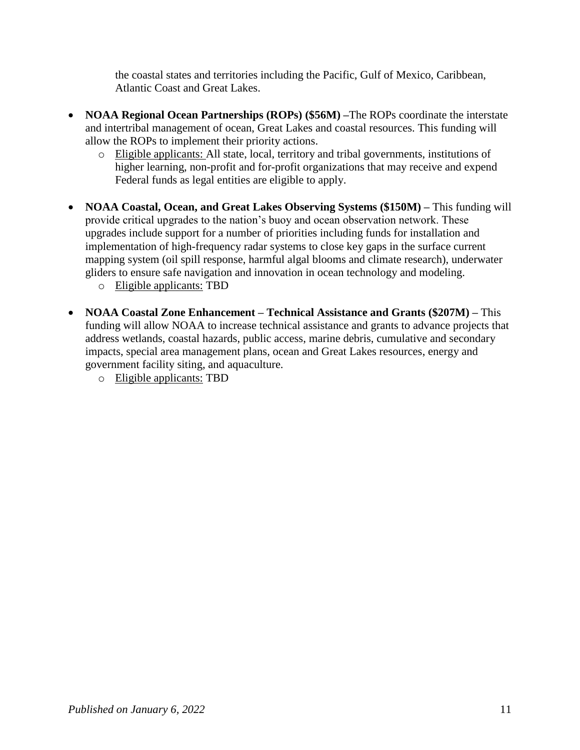the coastal states and territories including the Pacific, Gulf of Mexico, Caribbean, Atlantic Coast and Great Lakes.

- **NOAA Regional Ocean Partnerships (ROPs) ($56M) –**The ROPs coordinate the interstate and intertribal management of ocean, Great Lakes and coastal resources. This funding will allow the ROPs to implement their priority actions.
  - Eligible applicants: All state, local, territory and tribal governments, institutions of higher learning, non-profit and for-profit organizations that may receive and expend Federal funds as legal entities are eligible to apply.

- **NOAA Coastal, Ocean, and Great Lakes Observing Systems ($150M) –** This funding will provide critical upgrades to the nation's buoy and ocean observation network. These upgrades include support for a number of priorities including funds for installation and implementation of high-frequency radar systems to close key gaps in the surface current mapping system (oil spill response, harmful algal blooms and climate research), underwater gliders to ensure safe navigation and innovation in ocean technology and modeling.
  - Eligible applicants: TBD

- **NOAA Coastal Zone Enhancement – Technical Assistance and Grants ($207M) –** This funding will allow NOAA to increase technical assistance and grants to advance projects that address wetlands, coastal hazards, public access, marine debris, cumulative and secondary impacts, special area management plans, ocean and Great Lakes resources, energy and government facility siting, and aquaculture.
  - Eligible applicants: TBD

*Published on January 6, 2022*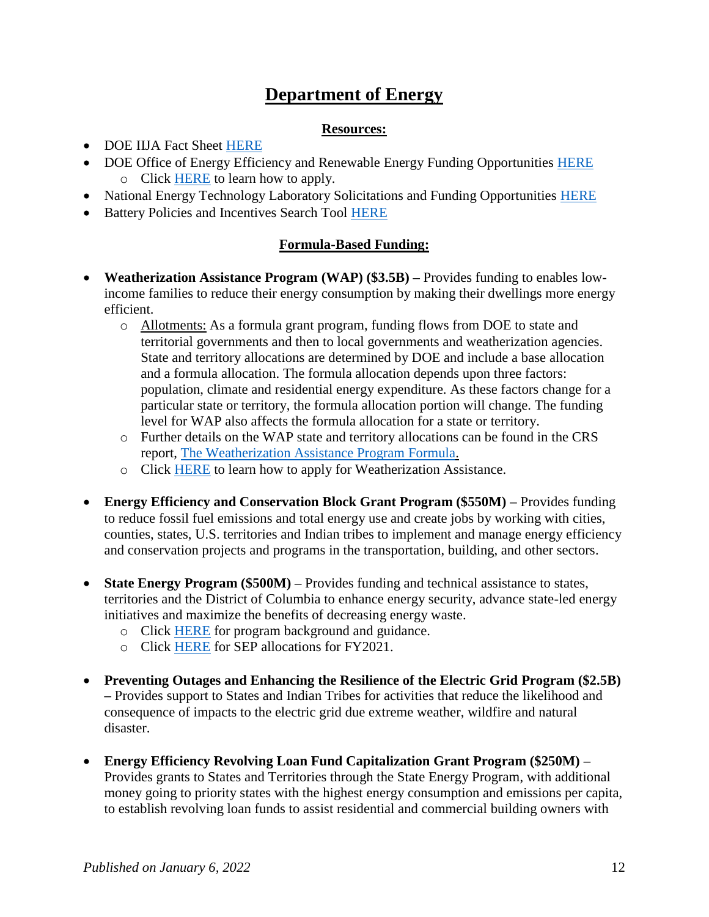# Department of Energy

**Resources:**

- DOE IIJA Fact Sheet HERE
- DOE Office of Energy Efficiency and Renewable Energy Funding Opportunities HERE
  - Click HERE to learn how to apply.
- National Energy Technology Laboratory Solicitations and Funding Opportunities HERE
- Battery Policies and Incentives Search Tool HERE

**Formula-Based Funding:**

- **Weatherization Assistance Program (WAP) ($3.5B) –** Provides funding to enables low-income families to reduce their energy consumption by making their dwellings more energy efficient.
  - Allotments: As a formula grant program, funding flows from DOE to state and territorial governments and then to local governments and weatherization agencies. State and territory allocations are determined by DOE and include a base allocation and a formula allocation. The formula allocation depends upon three factors: population, climate and residential energy expenditure. As these factors change for a particular state or territory, the formula allocation portion will change. The funding level for WAP also affects the formula allocation for a state or territory.
  - Further details on the WAP state and territory allocations can be found in the CRS report, The Weatherization Assistance Program Formula.
  - Click HERE to learn how to apply for Weatherization Assistance.

- **Energy Efficiency and Conservation Block Grant Program ($550M) –** Provides funding to reduce fossil fuel emissions and total energy use and create jobs by working with cities, counties, states, U.S. territories and Indian tribes to implement and manage energy efficiency and conservation projects and programs in the transportation, building, and other sectors.

- **State Energy Program ($500M) –** Provides funding and technical assistance to states, territories and the District of Columbia to enhance energy security, advance state-led energy initiatives and maximize the benefits of decreasing energy waste.
  - Click HERE for program background and guidance.
  - Click HERE for SEP allocations for FY2021.

- **Preventing Outages and Enhancing the Resilience of the Electric Grid Program ($2.5B) –** Provides support to States and Indian Tribes for activities that reduce the likelihood and consequence of impacts to the electric grid due extreme weather, wildfire and natural disaster.

- **Energy Efficiency Revolving Loan Fund Capitalization Grant Program ($250M) –** Provides grants to States and Territories through the State Energy Program, with additional money going to priority states with the highest energy consumption and emissions per capita, to establish revolving loan funds to assist residential and commercial building owners with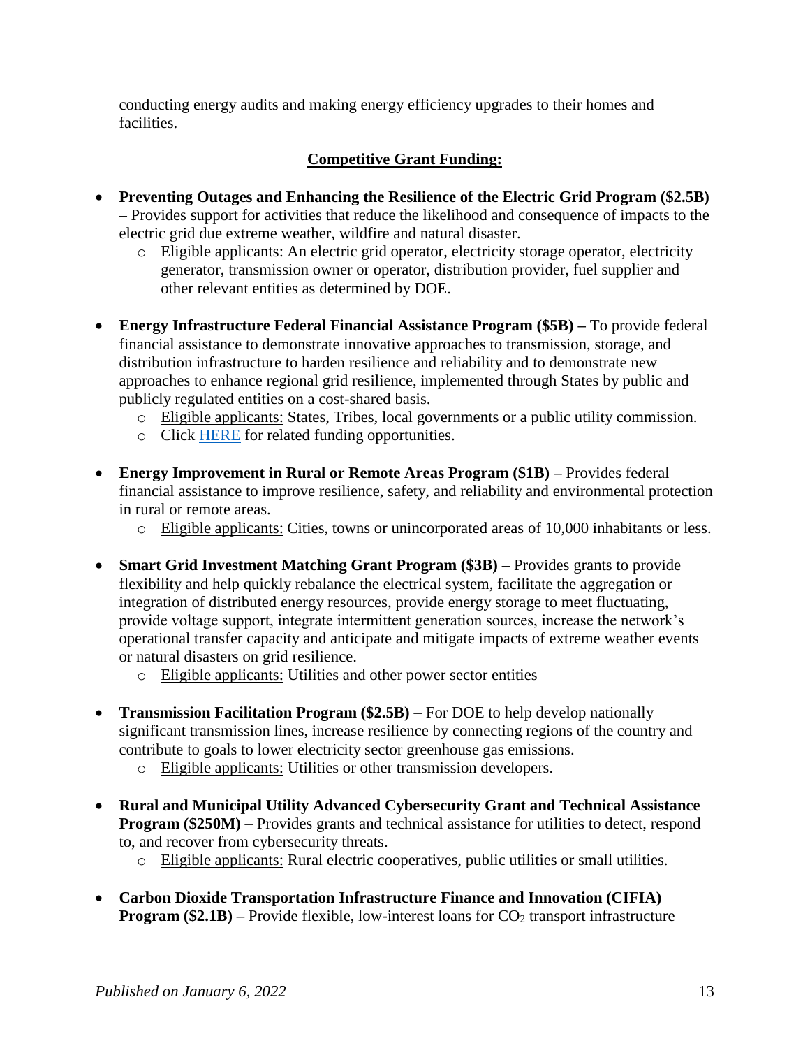conducting energy audits and making energy efficiency upgrades to their homes and facilities.

## Competitive Grant Funding:

- **Preventing Outages and Enhancing the Resilience of the Electric Grid Program ($2.5B) –** Provides support for activities that reduce the likelihood and consequence of impacts to the electric grid due extreme weather, wildfire and natural disaster.
  - Eligible applicants: An electric grid operator, electricity storage operator, electricity generator, transmission owner or operator, distribution provider, fuel supplier and other relevant entities as determined by DOE.

- **Energy Infrastructure Federal Financial Assistance Program ($5B) –** To provide federal financial assistance to demonstrate innovative approaches to transmission, storage, and distribution infrastructure to harden resilience and reliability and to demonstrate new approaches to enhance regional grid resilience, implemented through States by public and publicly regulated entities on a cost-shared basis.
  - Eligible applicants: States, Tribes, local governments or a public utility commission.
  - Click HERE for related funding opportunities.

- **Energy Improvement in Rural or Remote Areas Program ($1B) –** Provides federal financial assistance to improve resilience, safety, and reliability and environmental protection in rural or remote areas.
  - Eligible applicants: Cities, towns or unincorporated areas of 10,000 inhabitants or less.

- **Smart Grid Investment Matching Grant Program ($3B) –** Provides grants to provide flexibility and help quickly rebalance the electrical system, facilitate the aggregation or integration of distributed energy resources, provide energy storage to meet fluctuating, provide voltage support, integrate intermittent generation sources, increase the network's operational transfer capacity and anticipate and mitigate impacts of extreme weather events or natural disasters on grid resilience.
  - Eligible applicants: Utilities and other power sector entities

- **Transmission Facilitation Program ($2.5B)** – For DOE to help develop nationally significant transmission lines, increase resilience by connecting regions of the country and contribute to goals to lower electricity sector greenhouse gas emissions.
  - Eligible applicants: Utilities or other transmission developers.

- **Rural and Municipal Utility Advanced Cybersecurity Grant and Technical Assistance Program ($250M)** – Provides grants and technical assistance for utilities to detect, respond to, and recover from cybersecurity threats.
  - Eligible applicants: Rural electric cooperatives, public utilities or small utilities.

- **Carbon Dioxide Transportation Infrastructure Finance and Innovation (CIFIA) Program ($2.1B) –** Provide flexible, low-interest loans for $CO_2$ transport infrastructure

*Published on January 6, 2022*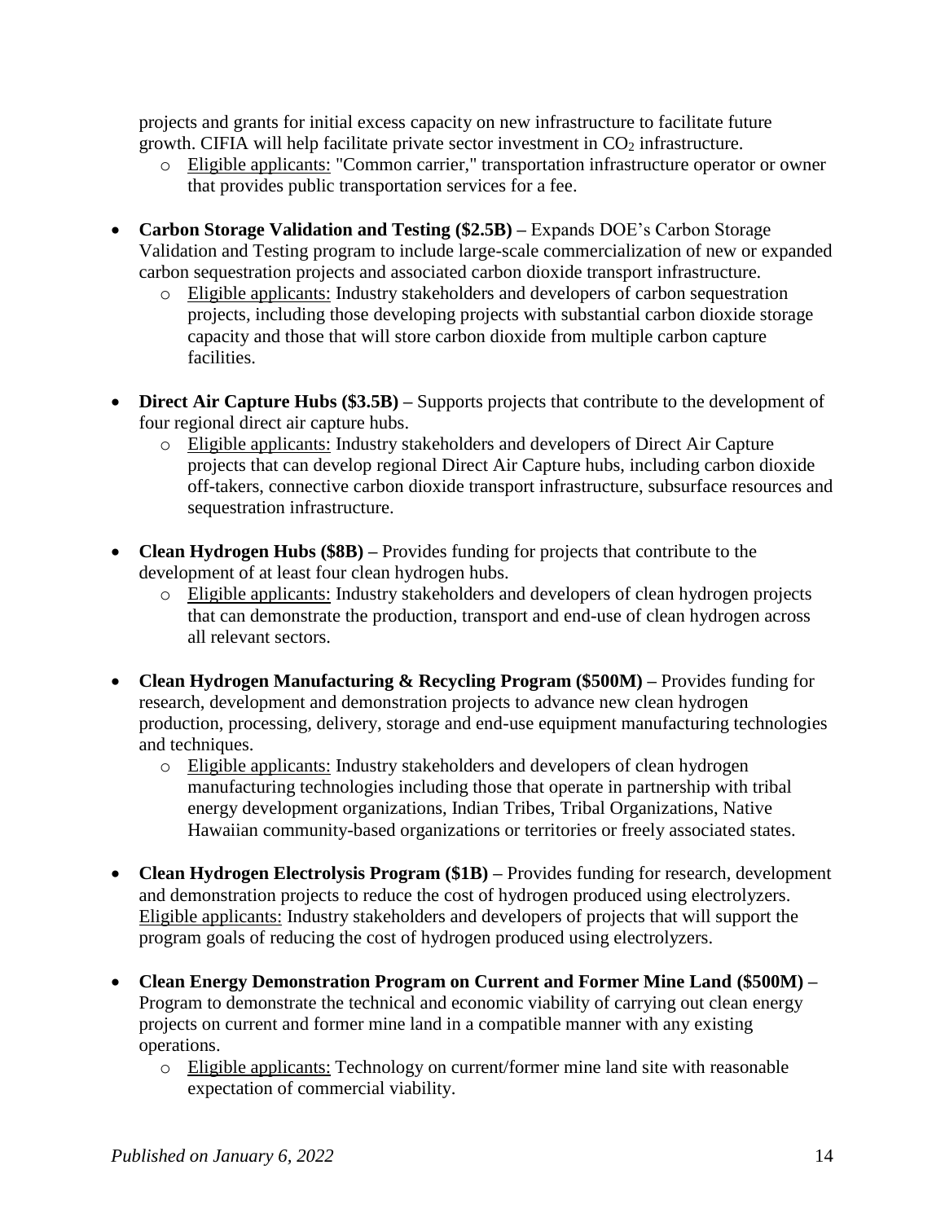projects and grants for initial excess capacity on new infrastructure to facilitate future growth. CIFIA will help facilitate private sector investment in $CO_2$ infrastructure.

  - Eligible applicants: "Common carrier," transportation infrastructure operator or owner that provides public transportation services for a fee.

- **Carbon Storage Validation and Testing ($2.5B) –** Expands DOE's Carbon Storage Validation and Testing program to include large-scale commercialization of new or expanded carbon sequestration projects and associated carbon dioxide transport infrastructure.
  - Eligible applicants: Industry stakeholders and developers of carbon sequestration projects, including those developing projects with substantial carbon dioxide storage capacity and those that will store carbon dioxide from multiple carbon capture facilities.

- **Direct Air Capture Hubs ($3.5B) –** Supports projects that contribute to the development of four regional direct air capture hubs.
  - Eligible applicants: Industry stakeholders and developers of Direct Air Capture projects that can develop regional Direct Air Capture hubs, including carbon dioxide off-takers, connective carbon dioxide transport infrastructure, subsurface resources and sequestration infrastructure.

- **Clean Hydrogen Hubs ($8B) –** Provides funding for projects that contribute to the development of at least four clean hydrogen hubs.
  - Eligible applicants: Industry stakeholders and developers of clean hydrogen projects that can demonstrate the production, transport and end-use of clean hydrogen across all relevant sectors.

- **Clean Hydrogen Manufacturing & Recycling Program ($500M) –** Provides funding for research, development and demonstration projects to advance new clean hydrogen production, processing, delivery, storage and end-use equipment manufacturing technologies and techniques.
  - Eligible applicants: Industry stakeholders and developers of clean hydrogen manufacturing technologies including those that operate in partnership with tribal energy development organizations, Indian Tribes, Tribal Organizations, Native Hawaiian community-based organizations or territories or freely associated states.

- **Clean Hydrogen Electrolysis Program ($1B) –** Provides funding for research, development and demonstration projects to reduce the cost of hydrogen produced using electrolyzers. Eligible applicants: Industry stakeholders and developers of projects that will support the program goals of reducing the cost of hydrogen produced using electrolyzers.

- **Clean Energy Demonstration Program on Current and Former Mine Land ($500M) –** Program to demonstrate the technical and economic viability of carrying out clean energy projects on current and former mine land in a compatible manner with any existing operations.
  - Eligible applicants: Technology on current/former mine land site with reasonable expectation of commercial viability.

*Published on January 6, 2022*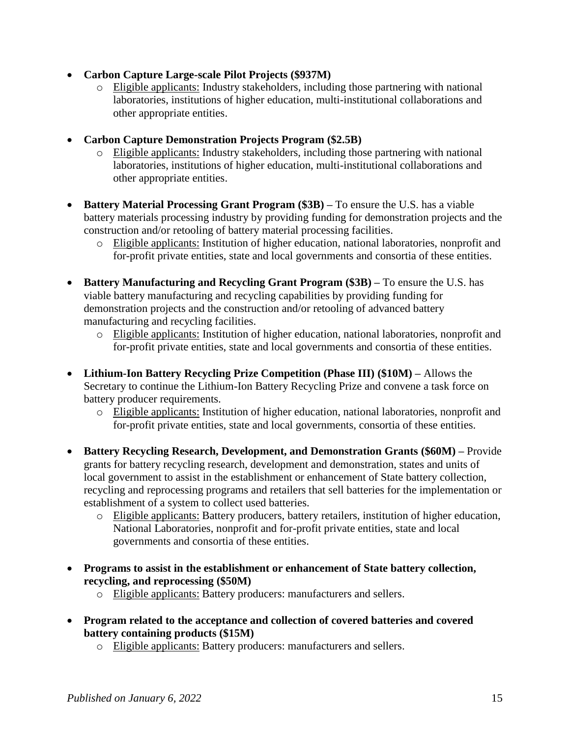- **Carbon Capture Large-scale Pilot Projects ($937M)**
  - Eligible applicants: Industry stakeholders, including those partnering with national laboratories, institutions of higher education, multi-institutional collaborations and other appropriate entities.

- **Carbon Capture Demonstration Projects Program ($2.5B)**
  - Eligible applicants: Industry stakeholders, including those partnering with national laboratories, institutions of higher education, multi-institutional collaborations and other appropriate entities.

- **Battery Material Processing Grant Program ($3B) –** To ensure the U.S. has a viable battery materials processing industry by providing funding for demonstration projects and the construction and/or retooling of battery material processing facilities.
  - Eligible applicants: Institution of higher education, national laboratories, nonprofit and for-profit private entities, state and local governments and consortia of these entities.

- **Battery Manufacturing and Recycling Grant Program ($3B) –** To ensure the U.S. has viable battery manufacturing and recycling capabilities by providing funding for demonstration projects and the construction and/or retooling of advanced battery manufacturing and recycling facilities.
  - Eligible applicants: Institution of higher education, national laboratories, nonprofit and for-profit private entities, state and local governments and consortia of these entities.

- **Lithium-Ion Battery Recycling Prize Competition (Phase III) ($10M) –** Allows the Secretary to continue the Lithium-Ion Battery Recycling Prize and convene a task force on battery producer requirements.
  - Eligible applicants: Institution of higher education, national laboratories, nonprofit and for-profit private entities, state and local governments, consortia of these entities.

- **Battery Recycling Research, Development, and Demonstration Grants ($60M) –** Provide grants for battery recycling research, development and demonstration, states and units of local government to assist in the establishment or enhancement of State battery collection, recycling and reprocessing programs and retailers that sell batteries for the implementation or establishment of a system to collect used batteries.
  - Eligible applicants: Battery producers, battery retailers, institution of higher education, National Laboratories, nonprofit and for-profit private entities, state and local governments and consortia of these entities.

- **Programs to assist in the establishment or enhancement of State battery collection, recycling, and reprocessing ($50M)**
  - Eligible applicants: Battery producers: manufacturers and sellers.

- **Program related to the acceptance and collection of covered batteries and covered battery containing products ($15M)**
  - Eligible applicants: Battery producers: manufacturers and sellers.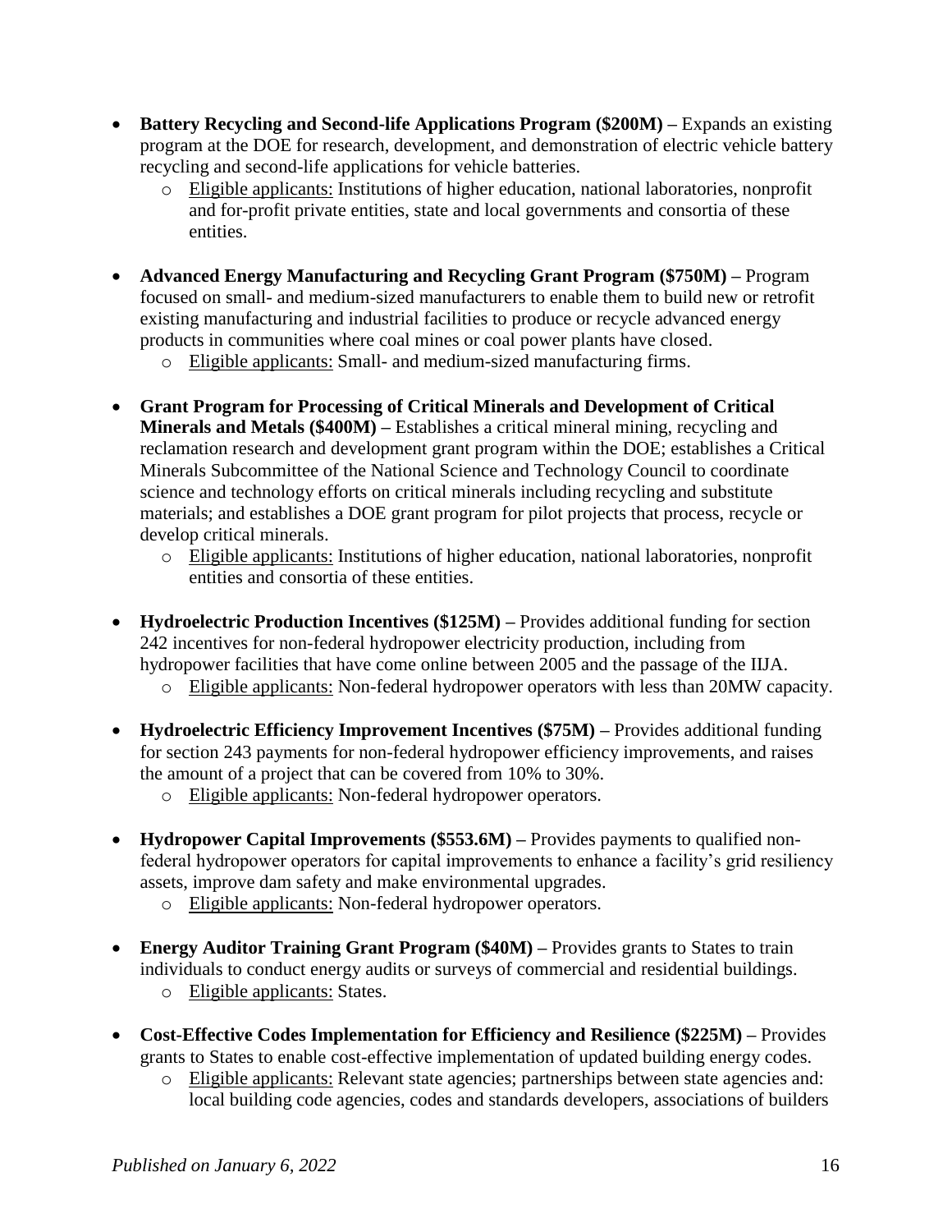- **Battery Recycling and Second-life Applications Program ($200M) –** Expands an existing program at the DOE for research, development, and demonstration of electric vehicle battery recycling and second-life applications for vehicle batteries.
    - Eligible applicants: Institutions of higher education, national laboratories, nonprofit and for-profit private entities, state and local governments and consortia of these entities.

- **Advanced Energy Manufacturing and Recycling Grant Program ($750M) –** Program focused on small- and medium-sized manufacturers to enable them to build new or retrofit existing manufacturing and industrial facilities to produce or recycle advanced energy products in communities where coal mines or coal power plants have closed.
    - Eligible applicants: Small- and medium-sized manufacturing firms.

- **Grant Program for Processing of Critical Minerals and Development of Critical Minerals and Metals ($400M) –** Establishes a critical mineral mining, recycling and reclamation research and development grant program within the DOE; establishes a Critical Minerals Subcommittee of the National Science and Technology Council to coordinate science and technology efforts on critical minerals including recycling and substitute materials; and establishes a DOE grant program for pilot projects that process, recycle or develop critical minerals.
    - Eligible applicants: Institutions of higher education, national laboratories, nonprofit entities and consortia of these entities.

- **Hydroelectric Production Incentives ($125M) –** Provides additional funding for section 242 incentives for non-federal hydropower electricity production, including from hydropower facilities that have come online between 2005 and the passage of the IIJA.
    - Eligible applicants: Non-federal hydropower operators with less than 20MW capacity.

- **Hydroelectric Efficiency Improvement Incentives ($75M) –** Provides additional funding for section 243 payments for non-federal hydropower efficiency improvements, and raises the amount of a project that can be covered from 10% to 30%.
    - Eligible applicants: Non-federal hydropower operators.

- **Hydropower Capital Improvements ($553.6M) –** Provides payments to qualified non-federal hydropower operators for capital improvements to enhance a facility's grid resiliency assets, improve dam safety and make environmental upgrades.
    - Eligible applicants: Non-federal hydropower operators.

- **Energy Auditor Training Grant Program ($40M) –** Provides grants to States to train individuals to conduct energy audits or surveys of commercial and residential buildings.
    - Eligible applicants: States.

- **Cost-Effective Codes Implementation for Efficiency and Resilience ($225M) –** Provides grants to States to enable cost-effective implementation of updated building energy codes.
    - Eligible applicants: Relevant state agencies; partnerships between state agencies and: local building code agencies, codes and standards developers, associations of builders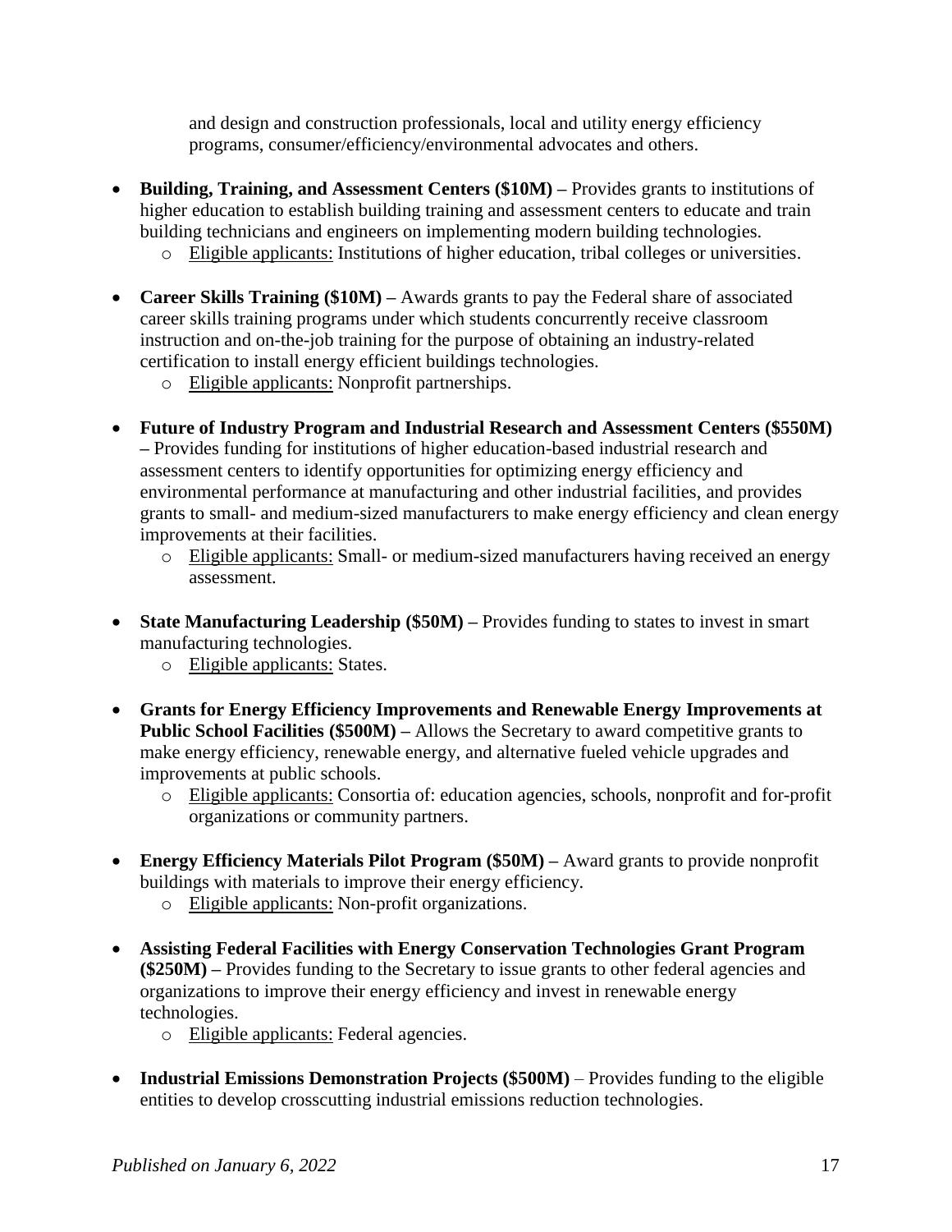and design and construction professionals, local and utility energy efficiency programs, consumer/efficiency/environmental advocates and others.

- **Building, Training, and Assessment Centers ($10M) –** Provides grants to institutions of higher education to establish building training and assessment centers to educate and train building technicians and engineers on implementing modern building technologies.
    - Eligible applicants: Institutions of higher education, tribal colleges or universities.

- **Career Skills Training ($10M) –** Awards grants to pay the Federal share of associated career skills training programs under which students concurrently receive classroom instruction and on-the-job training for the purpose of obtaining an industry-related certification to install energy efficient buildings technologies.
    - Eligible applicants: Nonprofit partnerships.

- **Future of Industry Program and Industrial Research and Assessment Centers ($550M) –** Provides funding for institutions of higher education-based industrial research and assessment centers to identify opportunities for optimizing energy efficiency and environmental performance at manufacturing and other industrial facilities, and provides grants to small- and medium-sized manufacturers to make energy efficiency and clean energy improvements at their facilities.
    - Eligible applicants: Small- or medium-sized manufacturers having received an energy assessment.

- **State Manufacturing Leadership ($50M) –** Provides funding to states to invest in smart manufacturing technologies.
    - Eligible applicants: States.

- **Grants for Energy Efficiency Improvements and Renewable Energy Improvements at Public School Facilities ($500M) –** Allows the Secretary to award competitive grants to make energy efficiency, renewable energy, and alternative fueled vehicle upgrades and improvements at public schools.
    - Eligible applicants: Consortia of: education agencies, schools, nonprofit and for-profit organizations or community partners.

- **Energy Efficiency Materials Pilot Program ($50M) –** Award grants to provide nonprofit buildings with materials to improve their energy efficiency.
    - Eligible applicants: Non-profit organizations.

- **Assisting Federal Facilities with Energy Conservation Technologies Grant Program ($250M) –** Provides funding to the Secretary to issue grants to other federal agencies and organizations to improve their energy efficiency and invest in renewable energy technologies.
    - Eligible applicants: Federal agencies.

- **Industrial Emissions Demonstration Projects ($500M)** – Provides funding to the eligible entities to develop crosscutting industrial emissions reduction technologies.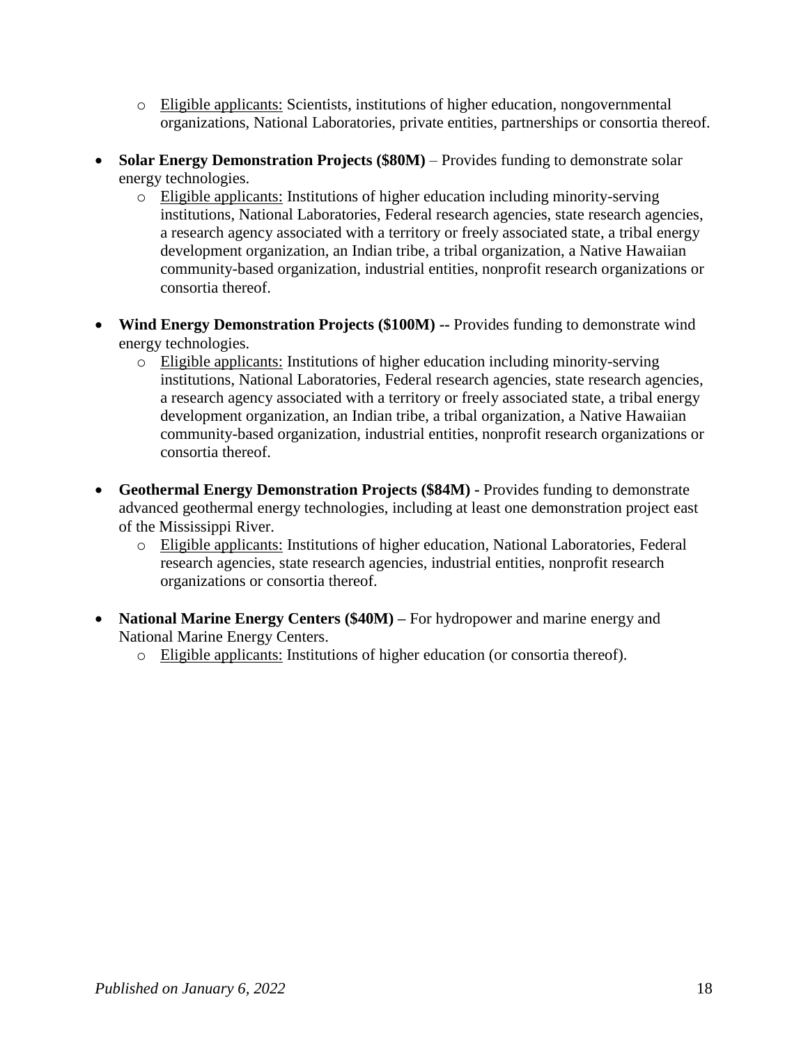- Eligible applicants: Scientists, institutions of higher education, nongovernmental organizations, National Laboratories, private entities, partnerships or consortia thereof.

- **Solar Energy Demonstration Projects ($80M)** – Provides funding to demonstrate solar energy technologies.
  - Eligible applicants: Institutions of higher education including minority-serving institutions, National Laboratories, Federal research agencies, state research agencies, a research agency associated with a territory or freely associated state, a tribal energy development organization, an Indian tribe, a tribal organization, a Native Hawaiian community-based organization, industrial entities, nonprofit research organizations or consortia thereof.

- **Wind Energy Demonstration Projects ($100M) --** Provides funding to demonstrate wind energy technologies.
  - Eligible applicants: Institutions of higher education including minority-serving institutions, National Laboratories, Federal research agencies, state research agencies, a research agency associated with a territory or freely associated state, a tribal energy development organization, an Indian tribe, a tribal organization, a Native Hawaiian community-based organization, industrial entities, nonprofit research organizations or consortia thereof.

- **Geothermal Energy Demonstration Projects ($84M) -** Provides funding to demonstrate advanced geothermal energy technologies, including at least one demonstration project east of the Mississippi River.
  - Eligible applicants: Institutions of higher education, National Laboratories, Federal research agencies, state research agencies, industrial entities, nonprofit research organizations or consortia thereof.

- **National Marine Energy Centers ($40M) –** For hydropower and marine energy and National Marine Energy Centers.
  - Eligible applicants: Institutions of higher education (or consortia thereof).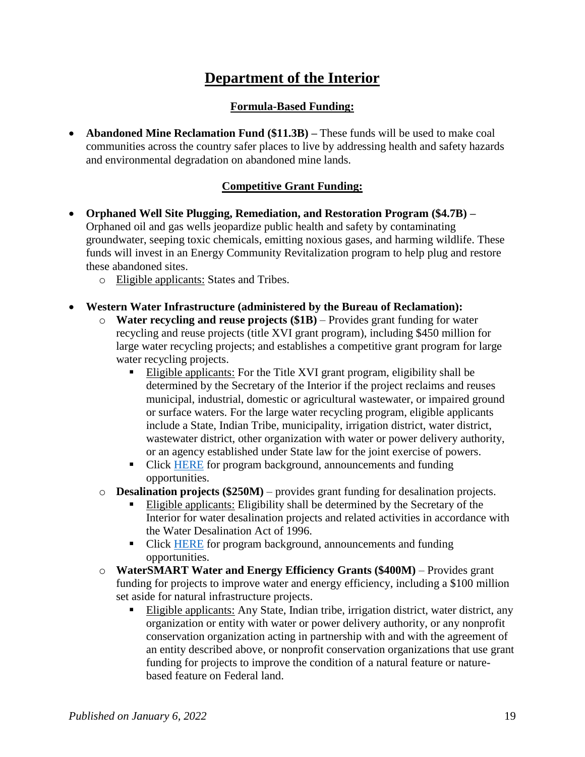# Department of the Interior

## Formula-Based Funding:

- **Abandoned Mine Reclamation Fund ($11.3B) –** These funds will be used to make coal communities across the country safer places to live by addressing health and safety hazards and environmental degradation on abandoned mine lands.

## Competitive Grant Funding:

- **Orphaned Well Site Plugging, Remediation, and Restoration Program ($4.7B) –** Orphaned oil and gas wells jeopardize public health and safety by contaminating groundwater, seeping toxic chemicals, emitting noxious gases, and harming wildlife. These funds will invest in an Energy Community Revitalization program to help plug and restore these abandoned sites.
  - Eligible applicants: States and Tribes.
- **Western Water Infrastructure (administered by the Bureau of Reclamation):**
  - **Water recycling and reuse projects ($1B)** – Provides grant funding for water recycling and reuse projects (title XVI grant program), including $450 million for large water recycling projects; and establishes a competitive grant program for large water recycling projects.
    - Eligible applicants: For the Title XVI grant program, eligibility shall be determined by the Secretary of the Interior if the project reclaims and reuses municipal, industrial, domestic or agricultural wastewater, or impaired ground or surface waters. For the large water recycling program, eligible applicants include a State, Indian Tribe, municipality, irrigation district, water district, wastewater district, other organization with water or power delivery authority, or an agency established under State law for the joint exercise of powers.
    - Click HERE for program background, announcements and funding opportunities.
  - **Desalination projects ($250M)** – provides grant funding for desalination projects.
    - Eligible applicants: Eligibility shall be determined by the Secretary of the Interior for water desalination projects and related activities in accordance with the Water Desalination Act of 1996.
    - Click HERE for program background, announcements and funding opportunities.
  - **WaterSMART Water and Energy Efficiency Grants ($400M)** – Provides grant funding for projects to improve water and energy efficiency, including a $100 million set aside for natural infrastructure projects.
    - Eligible applicants: Any State, Indian tribe, irrigation district, water district, any organization or entity with water or power delivery authority, or any nonprofit conservation organization acting in partnership with and with the agreement of an entity described above, or nonprofit conservation organizations that use grant funding for projects to improve the condition of a natural feature or nature-based feature on Federal land.

*Published on January 6, 2022*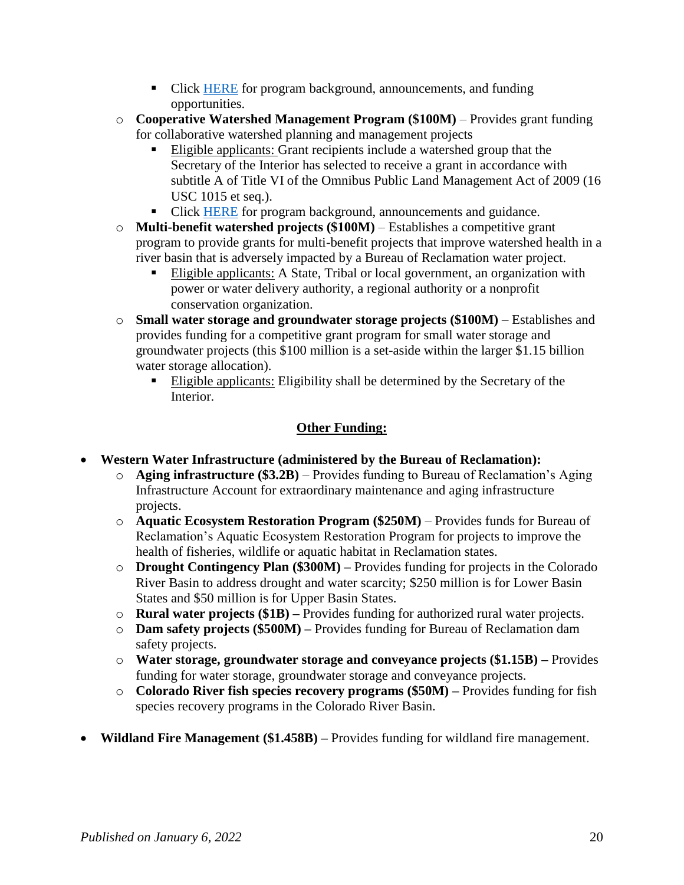- Click [HERE](#) for program background, announcements, and funding opportunities.
    - **Cooperative Watershed Management Program ($100M)** – Provides grant funding for collaborative watershed planning and management projects
        - Eligible applicants: Grant recipients include a watershed group that the Secretary of the Interior has selected to receive a grant in accordance with subtitle A of Title VI of the Omnibus Public Land Management Act of 2009 (16 USC 1015 et seq.).
        - Click [HERE](#) for program background, announcements and guidance.
    - **Multi-benefit watershed projects ($100M)** – Establishes a competitive grant program to provide grants for multi-benefit projects that improve watershed health in a river basin that is adversely impacted by a Bureau of Reclamation water project.
        - Eligible applicants: A State, Tribal or local government, an organization with power or water delivery authority, a regional authority or a nonprofit conservation organization.
    - **Small water storage and groundwater storage projects ($100M)** – Establishes and provides funding for a competitive grant program for small water storage and groundwater projects (this $100 million is a set-aside within the larger $1.15 billion water storage allocation).
        - Eligible applicants: Eligibility shall be determined by the Secretary of the Interior.

## Other Funding:

- **Western Water Infrastructure (administered by the Bureau of Reclamation):**
    - **Aging infrastructure ($3.2B)** – Provides funding to Bureau of Reclamation's Aging Infrastructure Account for extraordinary maintenance and aging infrastructure projects.
    - **Aquatic Ecosystem Restoration Program ($250M)** – Provides funds for Bureau of Reclamation's Aquatic Ecosystem Restoration Program for projects to improve the health of fisheries, wildlife or aquatic habitat in Reclamation states.
    - **Drought Contingency Plan ($300M) –** Provides funding for projects in the Colorado River Basin to address drought and water scarcity; $250 million is for Lower Basin States and $50 million is for Upper Basin States.
    - **Rural water projects ($1B) –** Provides funding for authorized rural water projects.
    - **Dam safety projects ($500M) –** Provides funding for Bureau of Reclamation dam safety projects.
    - **Water storage, groundwater storage and conveyance projects ($1.15B) –** Provides funding for water storage, groundwater storage and conveyance projects.
    - **Colorado River fish species recovery programs ($50M) –** Provides funding for fish species recovery programs in the Colorado River Basin.

- **Wildland Fire Management ($1.458B) –** Provides funding for wildland fire management.

*Published on January 6, 2022*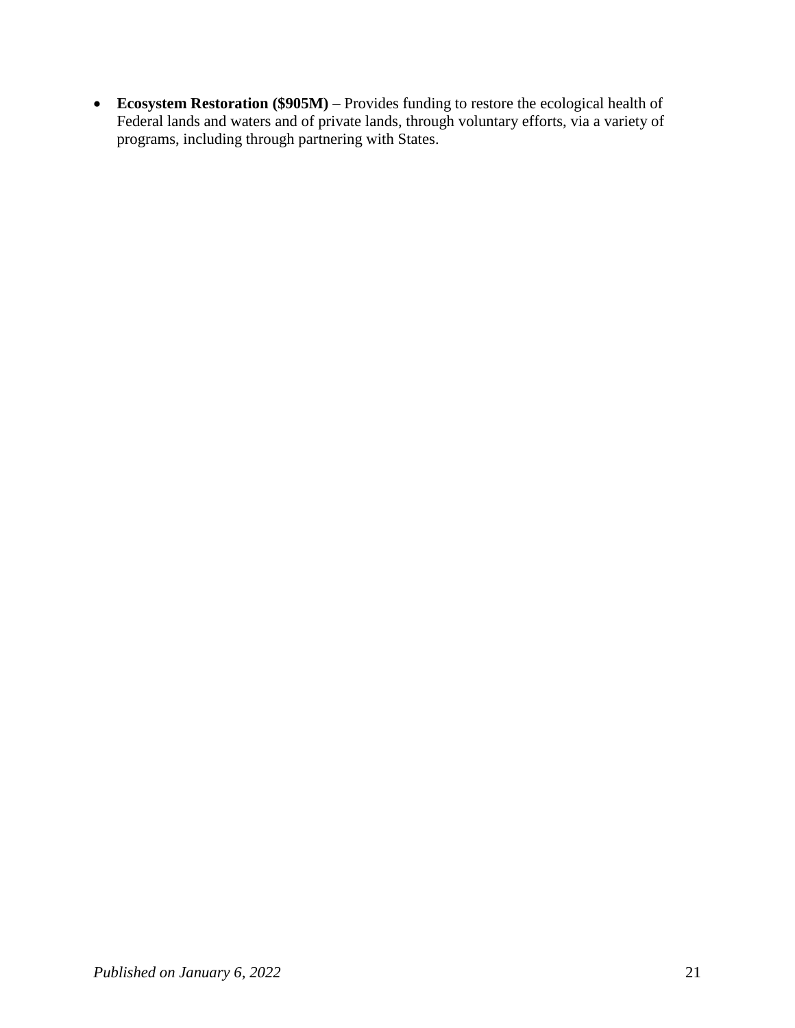- **Ecosystem Restoration ($905M)** – Provides funding to restore the ecological health of Federal lands and waters and of private lands, through voluntary efforts, via a variety of programs, including through partnering with States.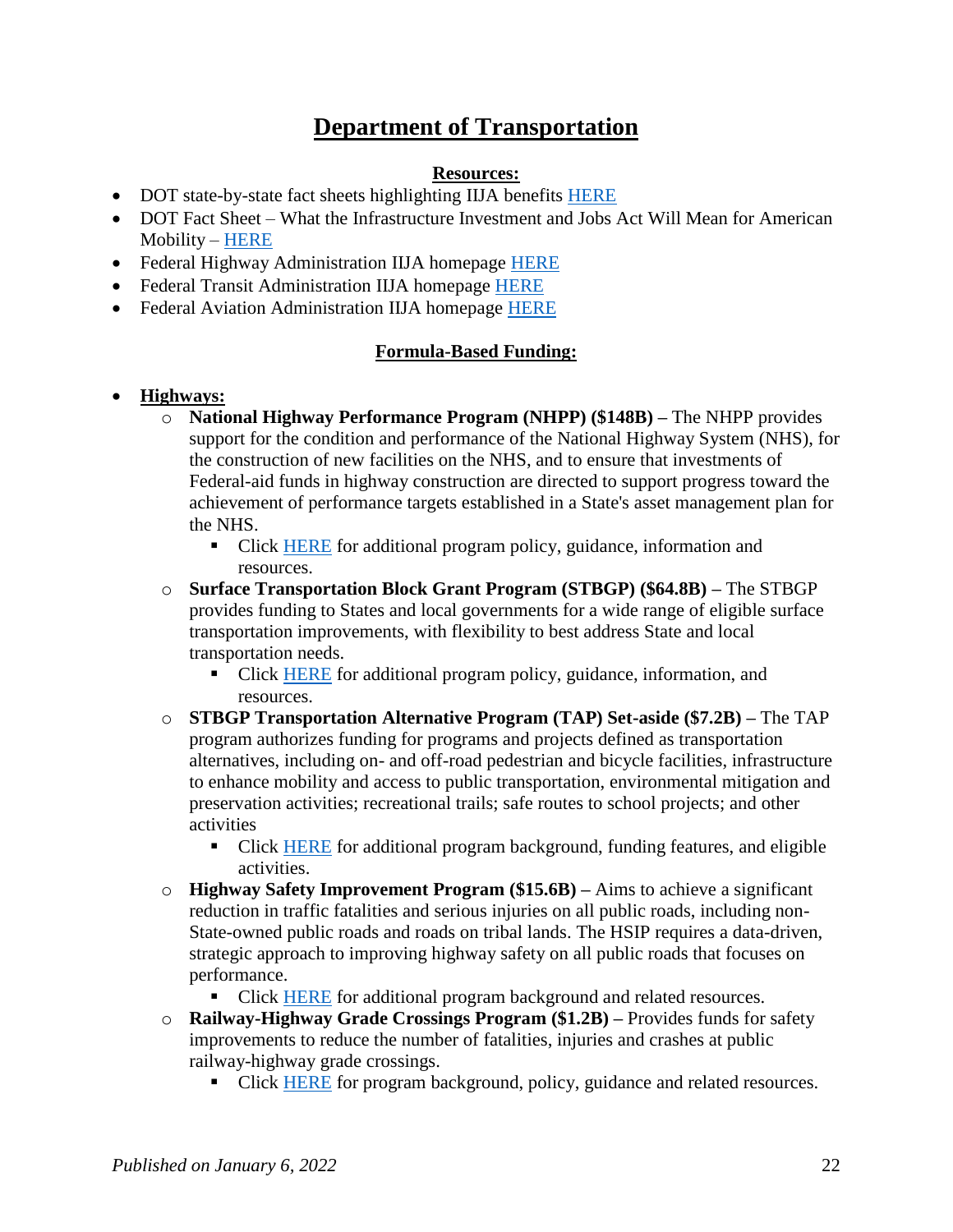# Department of Transportation

**Resources:**

- DOT state-by-state fact sheets highlighting IIJA benefits HERE
- DOT Fact Sheet – What the Infrastructure Investment and Jobs Act Will Mean for American Mobility – HERE
- Federal Highway Administration IIJA homepage HERE
- Federal Transit Administration IIJA homepage HERE
- Federal Aviation Administration IIJA homepage HERE

**Formula-Based Funding:**

- **Highways:**
  - **National Highway Performance Program (NHPP) ($148B) –** The NHPP provides support for the condition and performance of the National Highway System (NHS), for the construction of new facilities on the NHS, and to ensure that investments of Federal-aid funds in highway construction are directed to support progress toward the achievement of performance targets established in a State's asset management plan for the NHS.
    - Click HERE for additional program policy, guidance, information and resources.
  - **Surface Transportation Block Grant Program (STBGP) ($64.8B) –** The STBGP provides funding to States and local governments for a wide range of eligible surface transportation improvements, with flexibility to best address State and local transportation needs.
    - Click HERE for additional program policy, guidance, information, and resources.
  - **STBGP Transportation Alternative Program (TAP) Set-aside ($7.2B) –** The TAP program authorizes funding for programs and projects defined as transportation alternatives, including on- and off-road pedestrian and bicycle facilities, infrastructure to enhance mobility and access to public transportation, environmental mitigation and preservation activities; recreational trails; safe routes to school projects; and other activities
    - Click HERE for additional program background, funding features, and eligible activities.
  - **Highway Safety Improvement Program ($15.6B) –** Aims to achieve a significant reduction in traffic fatalities and serious injuries on all public roads, including non-State-owned public roads and roads on tribal lands. The HSIP requires a data-driven, strategic approach to improving highway safety on all public roads that focuses on performance.
    - Click HERE for additional program background and related resources.
  - **Railway-Highway Grade Crossings Program ($1.2B) –** Provides funds for safety improvements to reduce the number of fatalities, injuries and crashes at public railway-highway grade crossings.
    - Click HERE for program background, policy, guidance and related resources.

*Published on January 6, 2022*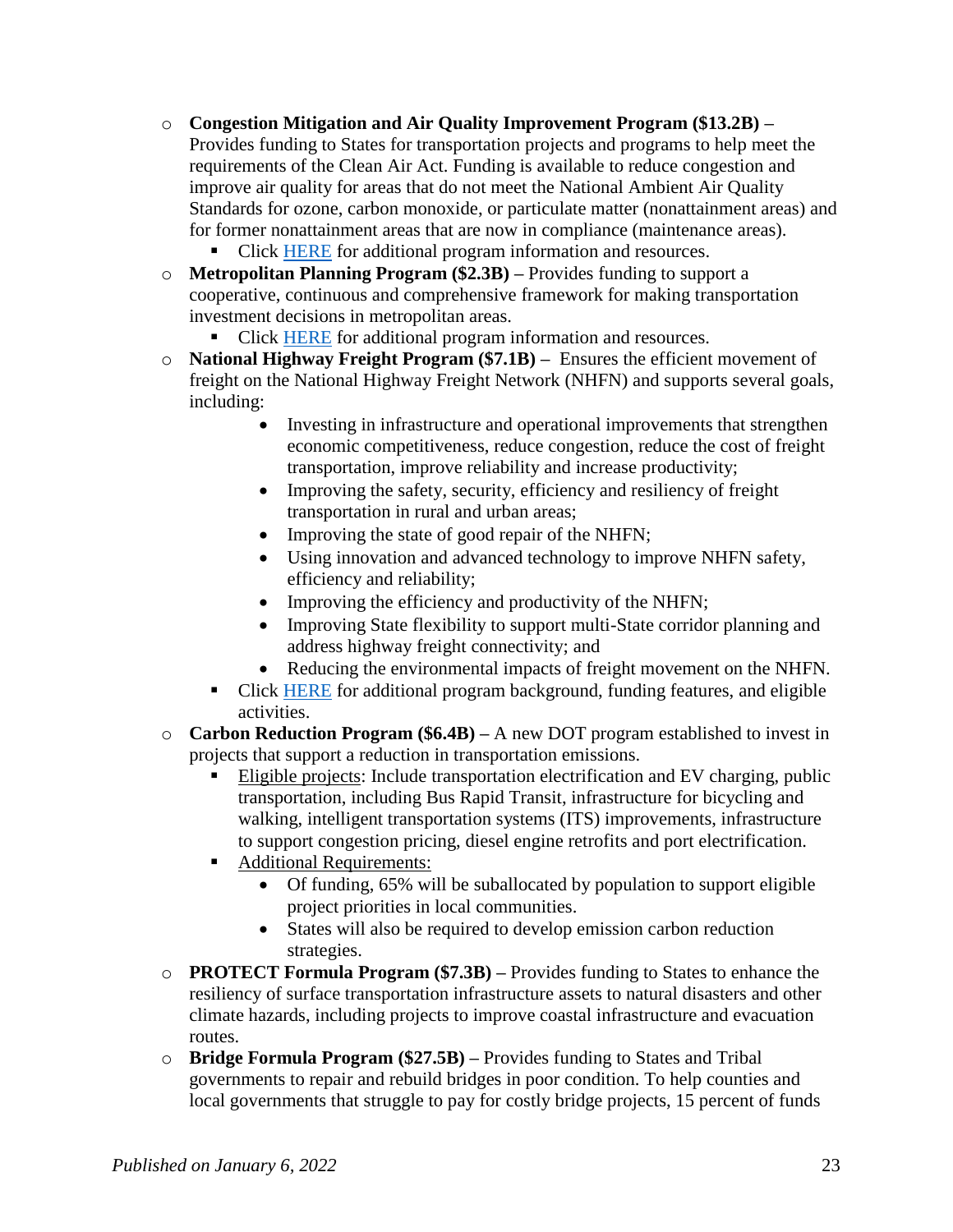- **Congestion Mitigation and Air Quality Improvement Program ($13.2B) –** Provides funding to States for transportation projects and programs to help meet the requirements of the Clean Air Act. Funding is available to reduce congestion and improve air quality for areas that do not meet the National Ambient Air Quality Standards for ozone, carbon monoxide, or particulate matter (nonattainment areas) and for former nonattainment areas that are now in compliance (maintenance areas).
  - Click HERE for additional program information and resources.
- **Metropolitan Planning Program ($2.3B) –** Provides funding to support a cooperative, continuous and comprehensive framework for making transportation investment decisions in metropolitan areas.
  - Click HERE for additional program information and resources.
- **National Highway Freight Program ($7.1B) –** Ensures the efficient movement of freight on the National Highway Freight Network (NHFN) and supports several goals, including:
  - Investing in infrastructure and operational improvements that strengthen economic competitiveness, reduce congestion, reduce the cost of freight transportation, improve reliability and increase productivity;
  - Improving the safety, security, efficiency and resiliency of freight transportation in rural and urban areas;
  - Improving the state of good repair of the NHFN;
  - Using innovation and advanced technology to improve NHFN safety, efficiency and reliability;
  - Improving the efficiency and productivity of the NHFN;
  - Improving State flexibility to support multi-State corridor planning and address highway freight connectivity; and
  - Reducing the environmental impacts of freight movement on the NHFN.
  - Click HERE for additional program background, funding features, and eligible activities.
- **Carbon Reduction Program ($6.4B) –** A new DOT program established to invest in projects that support a reduction in transportation emissions.
  - Eligible projects: Include transportation electrification and EV charging, public transportation, including Bus Rapid Transit, infrastructure for bicycling and walking, intelligent transportation systems (ITS) improvements, infrastructure to support congestion pricing, diesel engine retrofits and port electrification.
  - Additional Requirements:
    - Of funding, 65% will be suballocated by population to support eligible project priorities in local communities.
    - States will also be required to develop emission carbon reduction strategies.
- **PROTECT Formula Program ($7.3B) –** Provides funding to States to enhance the resiliency of surface transportation infrastructure assets to natural disasters and other climate hazards, including projects to improve coastal infrastructure and evacuation routes.
- **Bridge Formula Program ($27.5B) –** Provides funding to States and Tribal governments to repair and rebuild bridges in poor condition. To help counties and local governments that struggle to pay for costly bridge projects, 15 percent of funds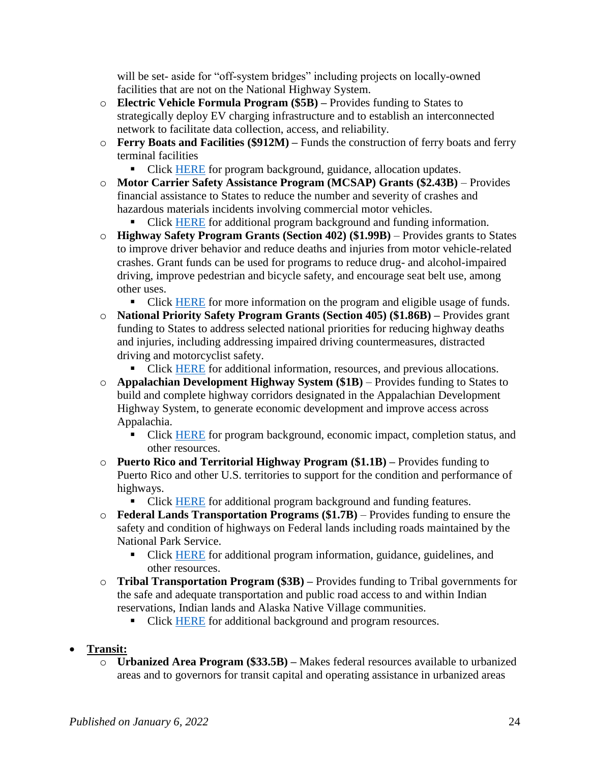will be set- aside for "off-system bridges" including projects on locally-owned facilities that are not on the National Highway System.

- **Electric Vehicle Formula Program ($5B) –** Provides funding to States to strategically deploy EV charging infrastructure and to establish an interconnected network to facilitate data collection, access, and reliability.
- **Ferry Boats and Facilities ($912M) –** Funds the construction of ferry boats and ferry terminal facilities
  - Click HERE for program background, guidance, allocation updates.
- **Motor Carrier Safety Assistance Program (MCSAP) Grants ($2.43B)** – Provides financial assistance to States to reduce the number and severity of crashes and hazardous materials incidents involving commercial motor vehicles.
  - Click HERE for additional program background and funding information.
- **Highway Safety Program Grants (Section 402) ($1.99B)** – Provides grants to States to improve driver behavior and reduce deaths and injuries from motor vehicle-related crashes. Grant funds can be used for programs to reduce drug- and alcohol-impaired driving, improve pedestrian and bicycle safety, and encourage seat belt use, among other uses.
  - Click HERE for more information on the program and eligible usage of funds.
- **National Priority Safety Program Grants (Section 405) ($1.86B) –** Provides grant funding to States to address selected national priorities for reducing highway deaths and injuries, including addressing impaired driving countermeasures, distracted driving and motorcyclist safety.
  - Click HERE for additional information, resources, and previous allocations.
- **Appalachian Development Highway System ($1B)** – Provides funding to States to build and complete highway corridors designated in the Appalachian Development Highway System, to generate economic development and improve access across Appalachia.
  - Click HERE for program background, economic impact, completion status, and other resources.
- **Puerto Rico and Territorial Highway Program ($1.1B) –** Provides funding to Puerto Rico and other U.S. territories to support for the condition and performance of highways.
  - Click HERE for additional program background and funding features.
- **Federal Lands Transportation Programs ($1.7B)** – Provides funding to ensure the safety and condition of highways on Federal lands including roads maintained by the National Park Service.
  - Click HERE for additional program information, guidance, guidelines, and other resources.
- **Tribal Transportation Program ($3B) –** Provides funding to Tribal governments for the safe and adequate transportation and public road access to and within Indian reservations, Indian lands and Alaska Native Village communities.
  - Click HERE for additional background and program resources.

- **<u>Transit:</u>**
  - **Urbanized Area Program ($33.5B) –** Makes federal resources available to urbanized areas and to governors for transit capital and operating assistance in urbanized areas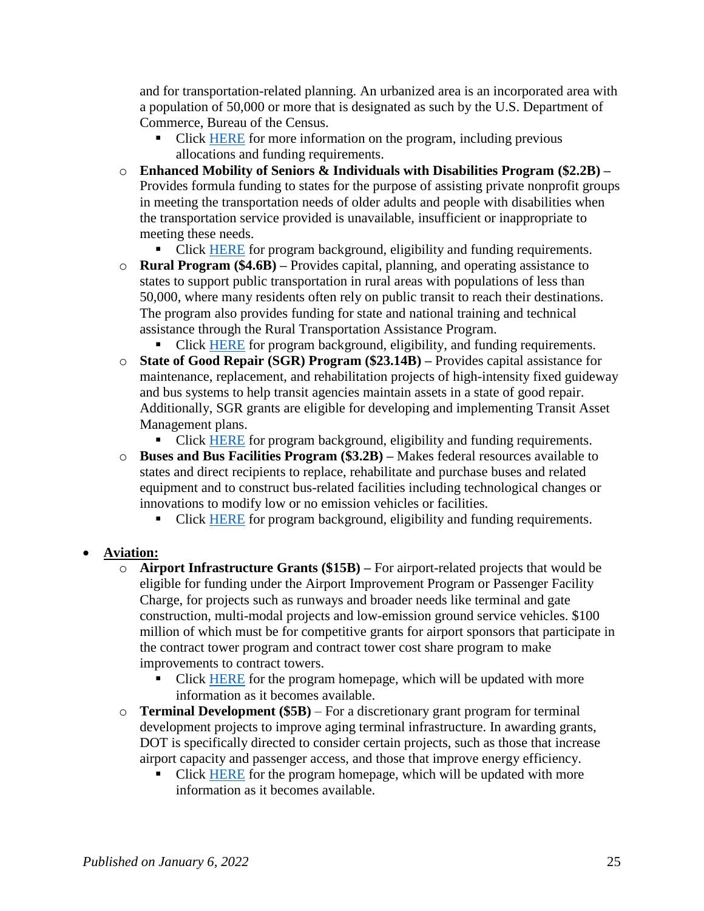and for transportation-related planning. An urbanized area is an incorporated area with a population of 50,000 or more that is designated as such by the U.S. Department of Commerce, Bureau of the Census.

- Click HERE for more information on the program, including previous allocations and funding requirements.

- **Enhanced Mobility of Seniors & Individuals with Disabilities Program ($2.2B) –** Provides formula funding to states for the purpose of assisting private nonprofit groups in meeting the transportation needs of older adults and people with disabilities when the transportation service provided is unavailable, insufficient or inappropriate to meeting these needs.
  - Click HERE for program background, eligibility and funding requirements.
- **Rural Program ($4.6B) –** Provides capital, planning, and operating assistance to states to support public transportation in rural areas with populations of less than 50,000, where many residents often rely on public transit to reach their destinations. The program also provides funding for state and national training and technical assistance through the Rural Transportation Assistance Program.
  - Click HERE for program background, eligibility, and funding requirements.
- **State of Good Repair (SGR) Program ($23.14B) –** Provides capital assistance for maintenance, replacement, and rehabilitation projects of high-intensity fixed guideway and bus systems to help transit agencies maintain assets in a state of good repair. Additionally, SGR grants are eligible for developing and implementing Transit Asset Management plans.
  - Click HERE for program background, eligibility and funding requirements.
- **Buses and Bus Facilities Program ($3.2B) –** Makes federal resources available to states and direct recipients to replace, rehabilitate and purchase buses and related equipment and to construct bus-related facilities including technological changes or innovations to modify low or no emission vehicles or facilities.
  - Click HERE for program background, eligibility and funding requirements.

- **<u>Aviation:</u>**
  - **Airport Infrastructure Grants ($15B) –** For airport-related projects that would be eligible for funding under the Airport Improvement Program or Passenger Facility Charge, for projects such as runways and broader needs like terminal and gate construction, multi-modal projects and low-emission ground service vehicles. $100 million of which must be for competitive grants for airport sponsors that participate in the contract tower program and contract tower cost share program to make improvements to contract towers.
    - Click HERE for the program homepage, which will be updated with more information as it becomes available.
  - **Terminal Development ($5B)** – For a discretionary grant program for terminal development projects to improve aging terminal infrastructure. In awarding grants, DOT is specifically directed to consider certain projects, such as those that increase airport capacity and passenger access, and those that improve energy efficiency.
    - Click HERE for the program homepage, which will be updated with more information as it becomes available.

*Published on January 6, 2022*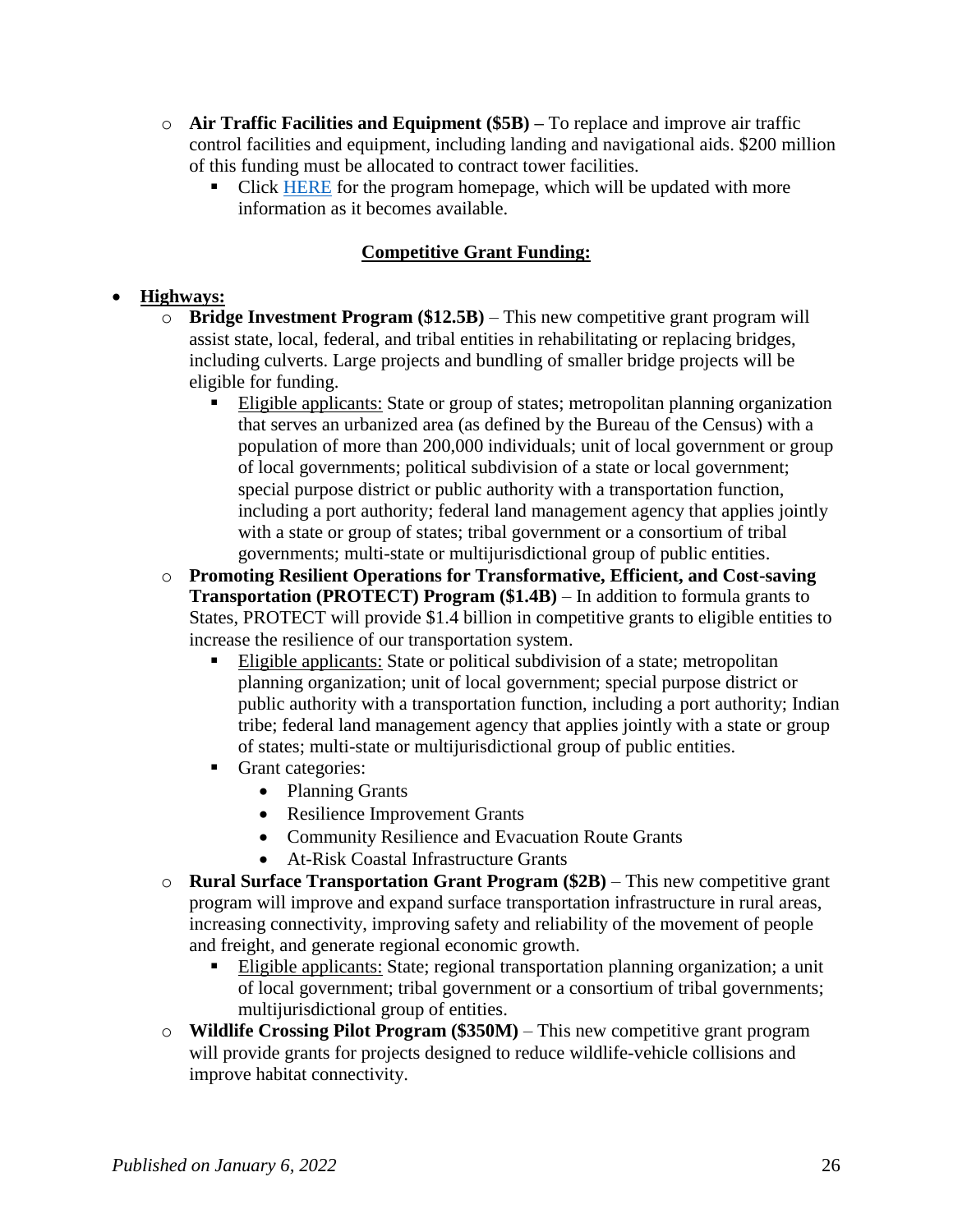- **Air Traffic Facilities and Equipment ($5B) –** To replace and improve air traffic control facilities and equipment, including landing and navigational aids. $200 million of this funding must be allocated to contract tower facilities.
  - Click HERE for the program homepage, which will be updated with more information as it becomes available.

**Competitive Grant Funding:**

- **Highways:**
  - **Bridge Investment Program ($12.5B)** – This new competitive grant program will assist state, local, federal, and tribal entities in rehabilitating or replacing bridges, including culverts. Large projects and bundling of smaller bridge projects will be eligible for funding.
    - Eligible applicants: State or group of states; metropolitan planning organization that serves an urbanized area (as defined by the Bureau of the Census) with a population of more than 200,000 individuals; unit of local government or group of local governments; political subdivision of a state or local government; special purpose district or public authority with a transportation function, including a port authority; federal land management agency that applies jointly with a state or group of states; tribal government or a consortium of tribal governments; multi-state or multijurisdictional group of public entities.
  - **Promoting Resilient Operations for Transformative, Efficient, and Cost-saving Transportation (PROTECT) Program ($1.4B)** – In addition to formula grants to States, PROTECT will provide $1.4 billion in competitive grants to eligible entities to increase the resilience of our transportation system.
    - Eligible applicants: State or political subdivision of a state; metropolitan planning organization; unit of local government; special purpose district or public authority with a transportation function, including a port authority; Indian tribe; federal land management agency that applies jointly with a state or group of states; multi-state or multijurisdictional group of public entities.
    - Grant categories:
      - Planning Grants
      - Resilience Improvement Grants
      - Community Resilience and Evacuation Route Grants
      - At-Risk Coastal Infrastructure Grants
  - **Rural Surface Transportation Grant Program ($2B)** – This new competitive grant program will improve and expand surface transportation infrastructure in rural areas, increasing connectivity, improving safety and reliability of the movement of people and freight, and generate regional economic growth.
    - Eligible applicants: State; regional transportation planning organization; a unit of local government; tribal government or a consortium of tribal governments; multijurisdictional group of entities.
  - **Wildlife Crossing Pilot Program ($350M)** – This new competitive grant program will provide grants for projects designed to reduce wildlife-vehicle collisions and improve habitat connectivity.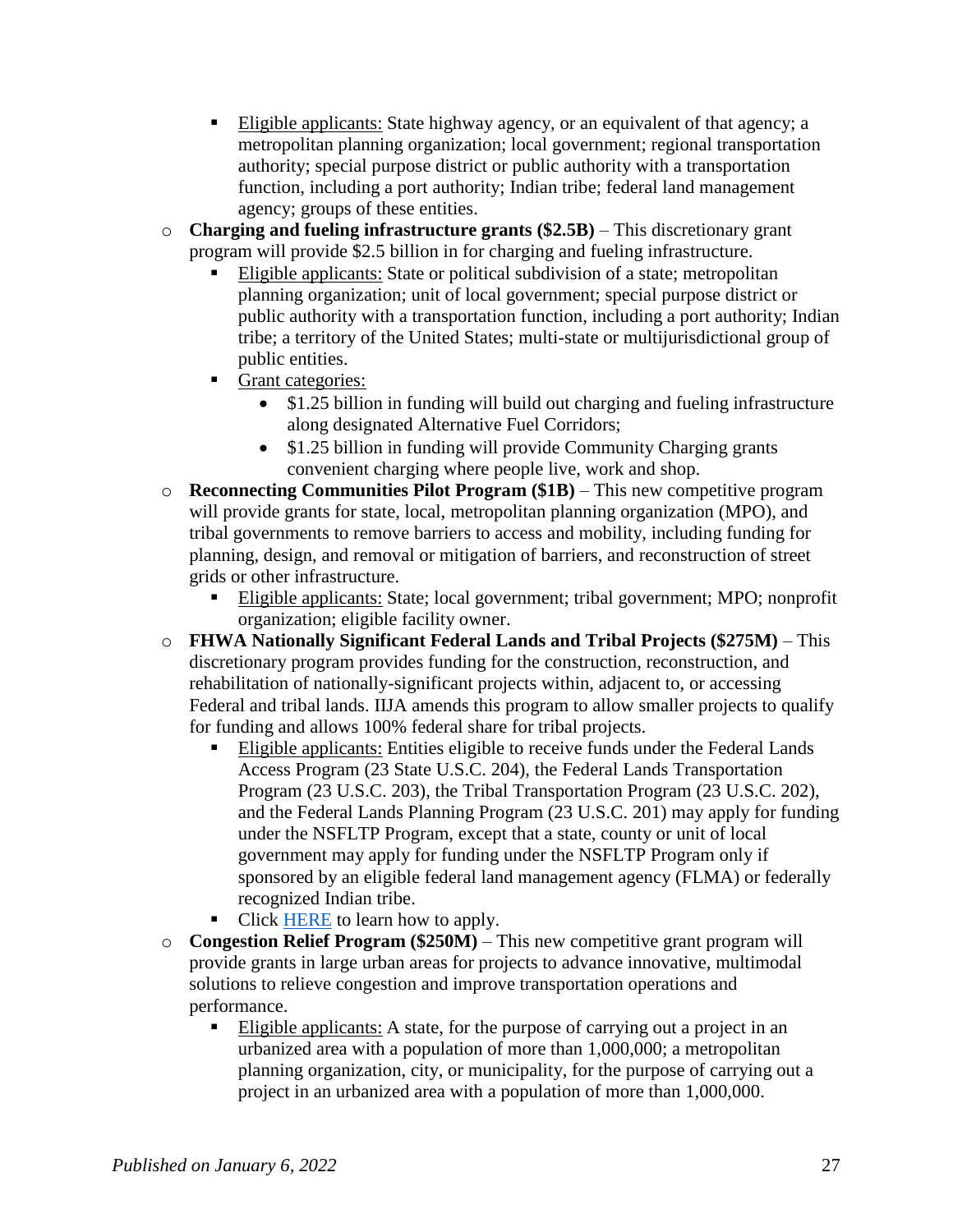- Eligible applicants: State highway agency, or an equivalent of that agency; a metropolitan planning organization; local government; regional transportation authority; special purpose district or public authority with a transportation function, including a port authority; Indian tribe; federal land management agency; groups of these entities.
- **Charging and fueling infrastructure grants ($2.5B)** – This discretionary grant program will provide $2.5 billion in for charging and fueling infrastructure.
    - Eligible applicants: State or political subdivision of a state; metropolitan planning organization; unit of local government; special purpose district or public authority with a transportation function, including a port authority; Indian tribe; a territory of the United States; multi-state or multijurisdictional group of public entities.
    - Grant categories:
        - $1.25 billion in funding will build out charging and fueling infrastructure along designated Alternative Fuel Corridors;
        - $1.25 billion in funding will provide Community Charging grants convenient charging where people live, work and shop.
- **Reconnecting Communities Pilot Program ($1B)** – This new competitive program will provide grants for state, local, metropolitan planning organization (MPO), and tribal governments to remove barriers to access and mobility, including funding for planning, design, and removal or mitigation of barriers, and reconstruction of street grids or other infrastructure.
    - Eligible applicants: State; local government; tribal government; MPO; nonprofit organization; eligible facility owner.
- **FHWA Nationally Significant Federal Lands and Tribal Projects ($275M)** – This discretionary program provides funding for the construction, reconstruction, and rehabilitation of nationally-significant projects within, adjacent to, or accessing Federal and tribal lands. IIJA amends this program to allow smaller projects to qualify for funding and allows 100% federal share for tribal projects.
    - Eligible applicants: Entities eligible to receive funds under the Federal Lands Access Program (23 State U.S.C. 204), the Federal Lands Transportation Program (23 U.S.C. 203), the Tribal Transportation Program (23 U.S.C. 202), and the Federal Lands Planning Program (23 U.S.C. 201) may apply for funding under the NSFLTP Program, except that a state, county or unit of local government may apply for funding under the NSFLTP Program only if sponsored by an eligible federal land management agency (FLMA) or federally recognized Indian tribe.
    - Click HERE to learn how to apply.
- **Congestion Relief Program ($250M)** – This new competitive grant program will provide grants in large urban areas for projects to advance innovative, multimodal solutions to relieve congestion and improve transportation operations and performance.
    - Eligible applicants: A state, for the purpose of carrying out a project in an urbanized area with a population of more than 1,000,000; a metropolitan planning organization, city, or municipality, for the purpose of carrying out a project in an urbanized area with a population of more than 1,000,000.

*Published on January 6, 2022*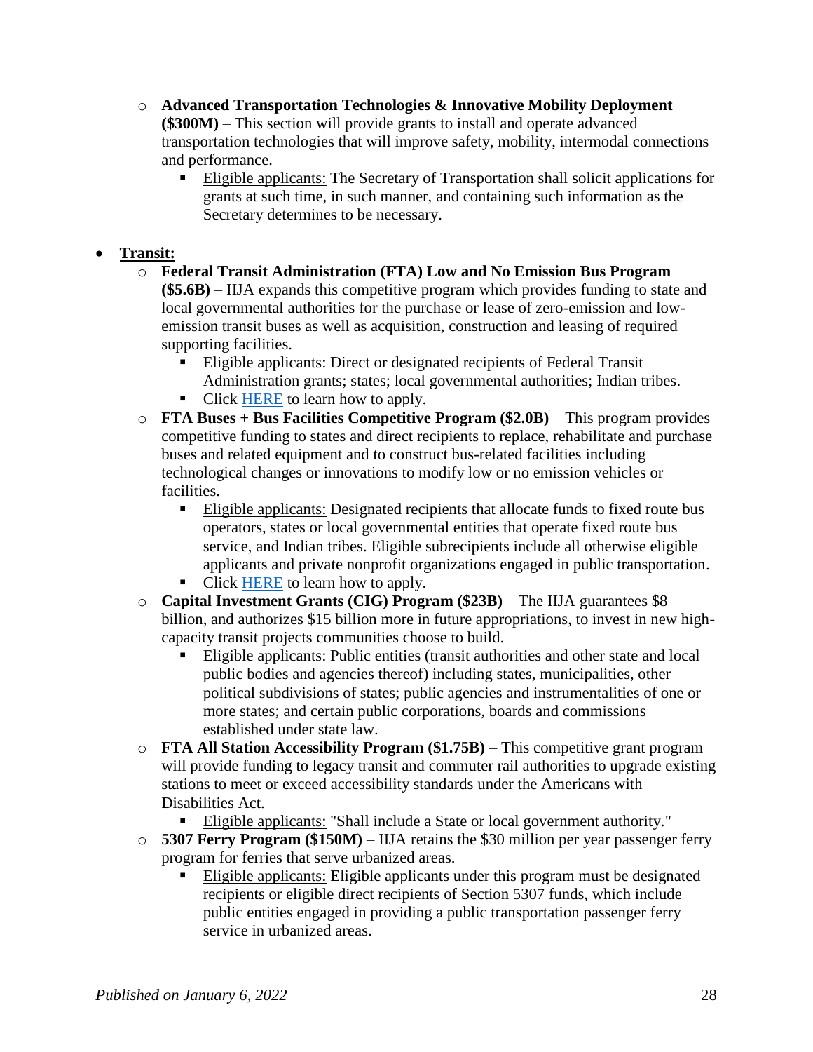- **Advanced Transportation Technologies & Innovative Mobility Deployment ($300M)** – This section will provide grants to install and operate advanced transportation technologies that will improve safety, mobility, intermodal connections and performance.
  - Eligible applicants: The Secretary of Transportation shall solicit applications for grants at such time, in such manner, and containing such information as the Secretary determines to be necessary.

- **Transit:**
  - **Federal Transit Administration (FTA) Low and No Emission Bus Program ($5.6B)** – IIJA expands this competitive program which provides funding to state and local governmental authorities for the purchase or lease of zero-emission and low-emission transit buses as well as acquisition, construction and leasing of required supporting facilities.
    - Eligible applicants: Direct or designated recipients of Federal Transit Administration grants; states; local governmental authorities; Indian tribes.
    - Click HERE to learn how to apply.
  - **FTA Buses + Bus Facilities Competitive Program ($2.0B)** – This program provides competitive funding to states and direct recipients to replace, rehabilitate and purchase buses and related equipment and to construct bus-related facilities including technological changes or innovations to modify low or no emission vehicles or facilities.
    - Eligible applicants: Designated recipients that allocate funds to fixed route bus operators, states or local governmental entities that operate fixed route bus service, and Indian tribes. Eligible subrecipients include all otherwise eligible applicants and private nonprofit organizations engaged in public transportation.
    - Click HERE to learn how to apply.
  - **Capital Investment Grants (CIG) Program ($23B)** – The IIJA guarantees $8 billion, and authorizes $15 billion more in future appropriations, to invest in new high-capacity transit projects communities choose to build.
    - Eligible applicants: Public entities (transit authorities and other state and local public bodies and agencies thereof) including states, municipalities, other political subdivisions of states; public agencies and instrumentalities of one or more states; and certain public corporations, boards and commissions established under state law.
  - **FTA All Station Accessibility Program ($1.75B)** – This competitive grant program will provide funding to legacy transit and commuter rail authorities to upgrade existing stations to meet or exceed accessibility standards under the Americans with Disabilities Act.
    - Eligible applicants: "Shall include a State or local government authority."
  - **5307 Ferry Program ($150M)** – IIJA retains the $30 million per year passenger ferry program for ferries that serve urbanized areas.
    - Eligible applicants: Eligible applicants under this program must be designated recipients or eligible direct recipients of Section 5307 funds, which include public entities engaged in providing a public transportation passenger ferry service in urbanized areas.

*Published on January 6, 2022*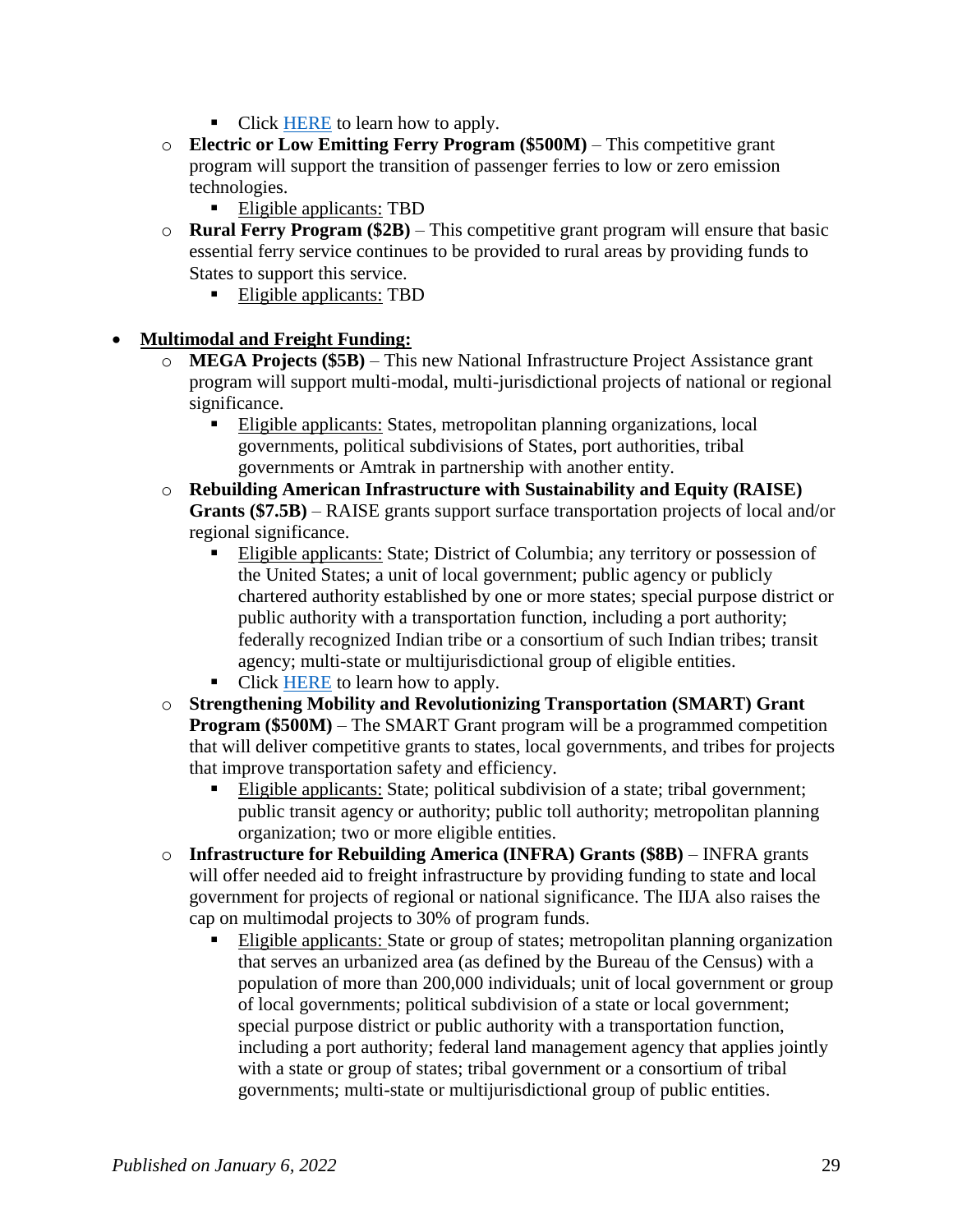- Click [HERE](#) to learn how to apply.
  - **Electric or Low Emitting Ferry Program ($500M)** – This competitive grant program will support the transition of passenger ferries to low or zero emission technologies.
    - <u>Eligible applicants:</u> TBD
  - **Rural Ferry Program ($2B)** – This competitive grant program will ensure that basic essential ferry service continues to be provided to rural areas by providing funds to States to support this service.
    - <u>Eligible applicants:</u> TBD

- **<u>Multimodal and Freight Funding:</u>**
  - **MEGA Projects ($5B)** – This new National Infrastructure Project Assistance grant program will support multi-modal, multi-jurisdictional projects of national or regional significance.
    - <u>Eligible applicants:</u> States, metropolitan planning organizations, local governments, political subdivisions of States, port authorities, tribal governments or Amtrak in partnership with another entity.
  - **Rebuilding American Infrastructure with Sustainability and Equity (RAISE) Grants ($7.5B)** – RAISE grants support surface transportation projects of local and/or regional significance.
    - <u>Eligible applicants:</u> State; District of Columbia; any territory or possession of the United States; a unit of local government; public agency or publicly chartered authority established by one or more states; special purpose district or public authority with a transportation function, including a port authority; federally recognized Indian tribe or a consortium of such Indian tribes; transit agency; multi-state or multijurisdictional group of eligible entities.
    - Click [HERE](#) to learn how to apply.
  - **Strengthening Mobility and Revolutionizing Transportation (SMART) Grant Program ($500M)** – The SMART Grant program will be a programmed competition that will deliver competitive grants to states, local governments, and tribes for projects that improve transportation safety and efficiency.
    - <u>Eligible applicants:</u> State; political subdivision of a state; tribal government; public transit agency or authority; public toll authority; metropolitan planning organization; two or more eligible entities.
  - **Infrastructure for Rebuilding America (INFRA) Grants ($8B)** – INFRA grants will offer needed aid to freight infrastructure by providing funding to state and local government for projects of regional or national significance. The IIJA also raises the cap on multimodal projects to 30% of program funds.
    - <u>Eligible applicants:</u> State or group of states; metropolitan planning organization that serves an urbanized area (as defined by the Bureau of the Census) with a population of more than 200,000 individuals; unit of local government or group of local governments; political subdivision of a state or local government; special purpose district or public authority with a transportation function, including a port authority; federal land management agency that applies jointly with a state or group of states; tribal government or a consortium of tribal governments; multi-state or multijurisdictional group of public entities.

*Published on January 6, 2022*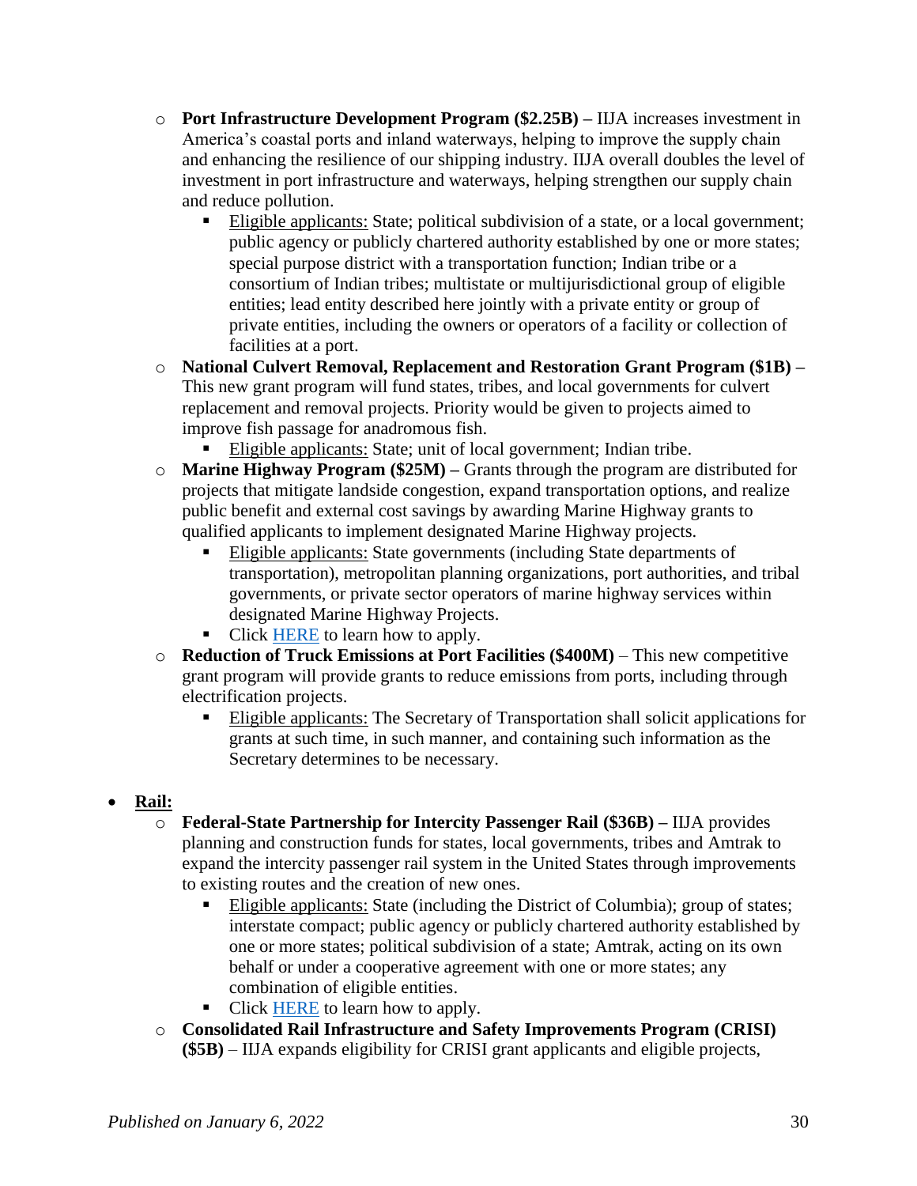- **Port Infrastructure Development Program ($2.25B) –** IIJA increases investment in America's coastal ports and inland waterways, helping to improve the supply chain and enhancing the resilience of our shipping industry. IIJA overall doubles the level of investment in port infrastructure and waterways, helping strengthen our supply chain and reduce pollution.
  - Eligible applicants: State; political subdivision of a state, or a local government; public agency or publicly chartered authority established by one or more states; special purpose district with a transportation function; Indian tribe or a consortium of Indian tribes; multistate or multijurisdictional group of eligible entities; lead entity described here jointly with a private entity or group of private entities, including the owners or operators of a facility or collection of facilities at a port.
- **National Culvert Removal, Replacement and Restoration Grant Program ($1B) –** This new grant program will fund states, tribes, and local governments for culvert replacement and removal projects. Priority would be given to projects aimed to improve fish passage for anadromous fish.
  - Eligible applicants: State; unit of local government; Indian tribe.
- **Marine Highway Program ($25M) –** Grants through the program are distributed for projects that mitigate landside congestion, expand transportation options, and realize public benefit and external cost savings by awarding Marine Highway grants to qualified applicants to implement designated Marine Highway projects.
  - Eligible applicants: State governments (including State departments of transportation), metropolitan planning organizations, port authorities, and tribal governments, or private sector operators of marine highway services within designated Marine Highway Projects.
  - Click HERE to learn how to apply.
- **Reduction of Truck Emissions at Port Facilities ($400M)** – This new competitive grant program will provide grants to reduce emissions from ports, including through electrification projects.
  - Eligible applicants: The Secretary of Transportation shall solicit applications for grants at such time, in such manner, and containing such information as the Secretary determines to be necessary.

- **Rail:**
  - **Federal-State Partnership for Intercity Passenger Rail ($36B) –** IIJA provides planning and construction funds for states, local governments, tribes and Amtrak to expand the intercity passenger rail system in the United States through improvements to existing routes and the creation of new ones.
    - Eligible applicants: State (including the District of Columbia); group of states; interstate compact; public agency or publicly chartered authority established by one or more states; political subdivision of a state; Amtrak, acting on its own behalf or under a cooperative agreement with one or more states; any combination of eligible entities.
    - Click HERE to learn how to apply.
  - **Consolidated Rail Infrastructure and Safety Improvements Program (CRISI) ($5B)** – IIJA expands eligibility for CRISI grant applicants and eligible projects,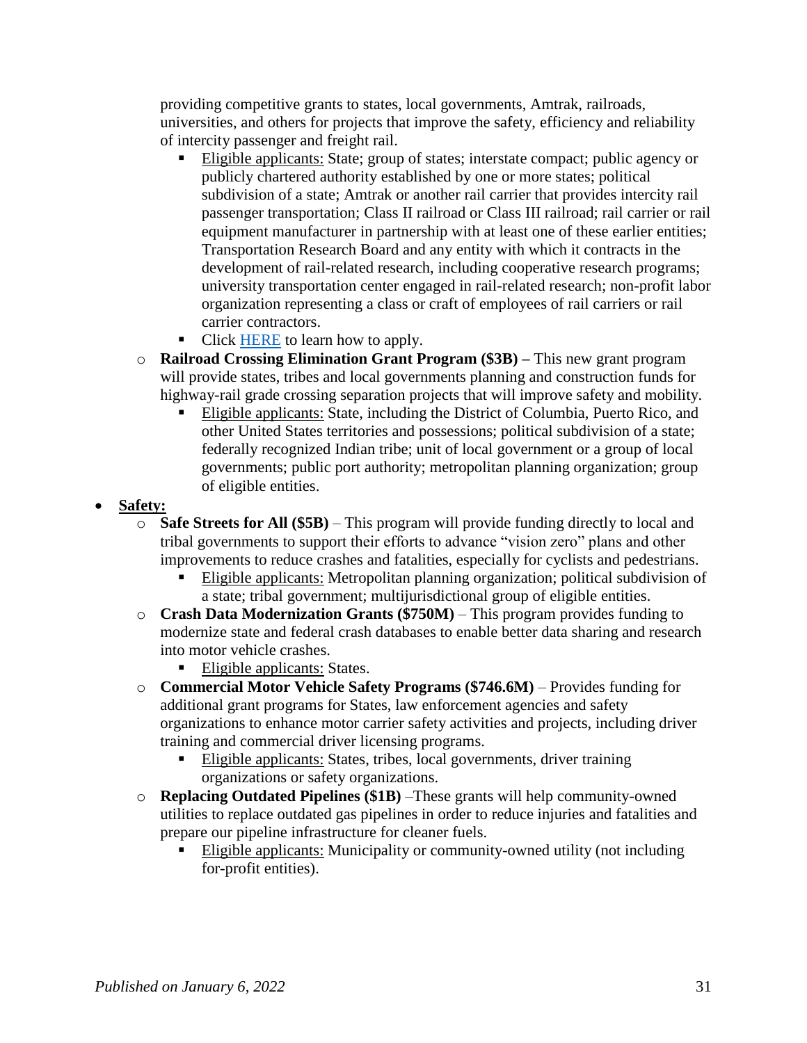providing competitive grants to states, local governments, Amtrak, railroads, universities, and others for projects that improve the safety, efficiency and reliability of intercity passenger and freight rail.

    - Eligible applicants: State; group of states; interstate compact; public agency or publicly chartered authority established by one or more states; political subdivision of a state; Amtrak or another rail carrier that provides intercity rail passenger transportation; Class II railroad or Class III railroad; rail carrier or rail equipment manufacturer in partnership with at least one of these earlier entities; Transportation Research Board and any entity with which it contracts in the development of rail-related research, including cooperative research programs; university transportation center engaged in rail-related research; non-profit labor organization representing a class or craft of employees of rail carriers or rail carrier contractors.
    - Click HERE to learn how to apply.
  - **Railroad Crossing Elimination Grant Program ($3B) –** This new grant program will provide states, tribes and local governments planning and construction funds for highway-rail grade crossing separation projects that will improve safety and mobility.
    - Eligible applicants: State, including the District of Columbia, Puerto Rico, and other United States territories and possessions; political subdivision of a state; federally recognized Indian tribe; unit of local government or a group of local governments; public port authority; metropolitan planning organization; group of eligible entities.

- **Safety:**
  - **Safe Streets for All ($5B)** – This program will provide funding directly to local and tribal governments to support their efforts to advance "vision zero" plans and other improvements to reduce crashes and fatalities, especially for cyclists and pedestrians.
    - Eligible applicants: Metropolitan planning organization; political subdivision of a state; tribal government; multijurisdictional group of eligible entities.
  - **Crash Data Modernization Grants ($750M)** – This program provides funding to modernize state and federal crash databases to enable better data sharing and research into motor vehicle crashes.
    - Eligible applicants: States.
  - **Commercial Motor Vehicle Safety Programs ($746.6M)** – Provides funding for additional grant programs for States, law enforcement agencies and safety organizations to enhance motor carrier safety activities and projects, including driver training and commercial driver licensing programs.
    - Eligible applicants: States, tribes, local governments, driver training organizations or safety organizations.
  - **Replacing Outdated Pipelines ($1B)** –These grants will help community-owned utilities to replace outdated gas pipelines in order to reduce injuries and fatalities and prepare our pipeline infrastructure for cleaner fuels.
    - Eligible applicants: Municipality or community-owned utility (not including for-profit entities).

*Published on January 6, 2022*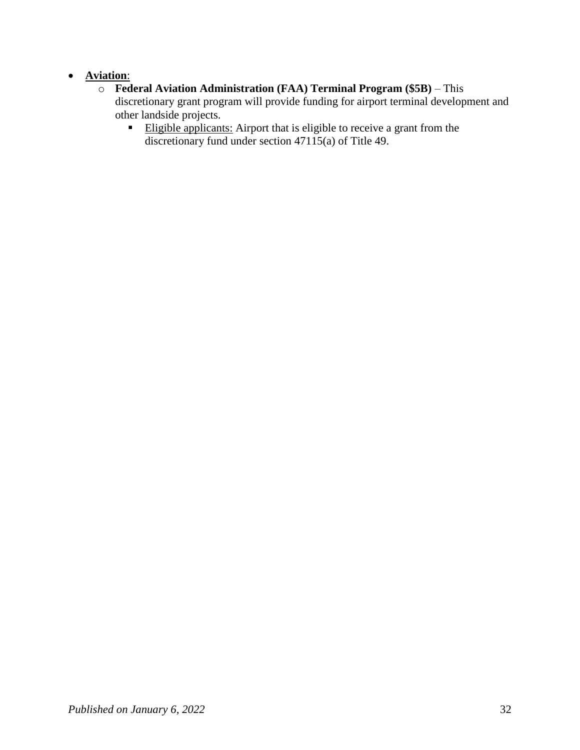- **Aviation**:
  - **Federal Aviation Administration (FAA) Terminal Program ($5B)** – This discretionary grant program will provide funding for airport terminal development and other landside projects.
    - Eligible applicants: Airport that is eligible to receive a grant from the discretionary fund under section 47115(a) of Title 49.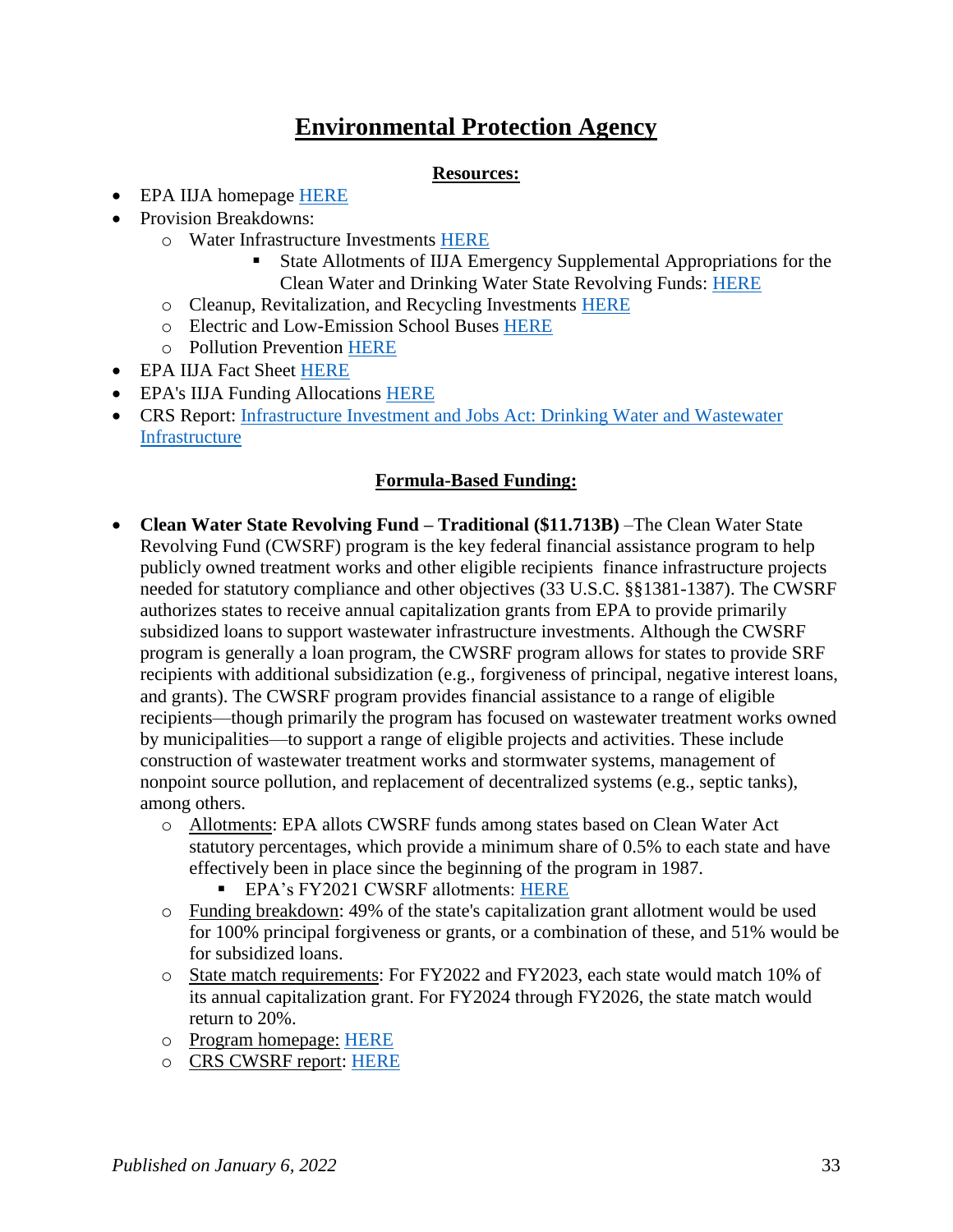# Environmental Protection Agency

## Resources:

- EPA IIJA homepage [HERE]
- Provision Breakdowns:
  - Water Infrastructure Investments [HERE]
    - State Allotments of IIJA Emergency Supplemental Appropriations for the Clean Water and Drinking Water State Revolving Funds: [HERE]
  - Cleanup, Revitalization, and Recycling Investments [HERE]
  - Electric and Low-Emission School Buses [HERE]
  - Pollution Prevention [HERE]
- EPA IIJA Fact Sheet [HERE]
- EPA's IIJA Funding Allocations [HERE]
- CRS Report: Infrastructure Investment and Jobs Act: Drinking Water and Wastewater Infrastructure

## Formula-Based Funding:

- **Clean Water State Revolving Fund – Traditional ($11.713B)** –The Clean Water State Revolving Fund (CWSRF) program is the key federal financial assistance program to help publicly owned treatment works and other eligible recipients finance infrastructure projects needed for statutory compliance and other objectives (33 U.S.C. §§1381-1387). The CWSRF authorizes states to receive annual capitalization grants from EPA to provide primarily subsidized loans to support wastewater infrastructure investments. Although the CWSRF program is generally a loan program, the CWSRF program allows for states to provide SRF recipients with additional subsidization (e.g., forgiveness of principal, negative interest loans, and grants). The CWSRF program provides financial assistance to a range of eligible recipients—though primarily the program has focused on wastewater treatment works owned by municipalities—to support a range of eligible projects and activities. These include construction of wastewater treatment works and stormwater systems, management of nonpoint source pollution, and replacement of decentralized systems (e.g., septic tanks), among others.
  - Allotments: EPA allots CWSRF funds among states based on Clean Water Act statutory percentages, which provide a minimum share of 0.5% to each state and have effectively been in place since the beginning of the program in 1987.
    - EPA's FY2021 CWSRF allotments: [HERE]
  - Funding breakdown: 49% of the state's capitalization grant allotment would be used for 100% principal forgiveness or grants, or a combination of these, and 51% would be for subsidized loans.
  - State match requirements: For FY2022 and FY2023, each state would match 10% of its annual capitalization grant. For FY2024 through FY2026, the state match would return to 20%.
  - Program homepage: [HERE]
  - CRS CWSRF report: [HERE]

*Published on January 6, 2022*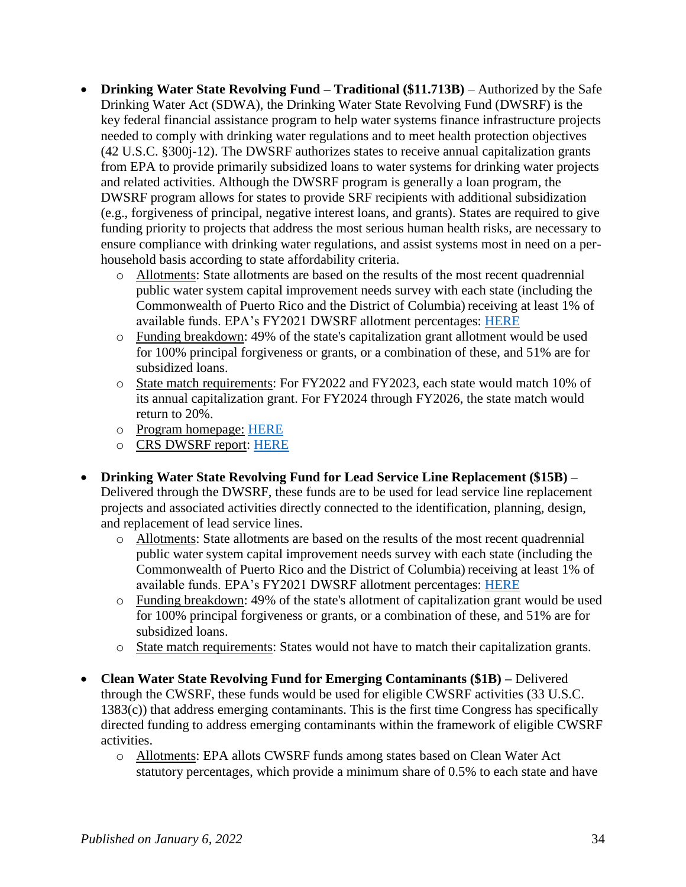- **Drinking Water State Revolving Fund – Traditional ($11.713B)** – Authorized by the Safe Drinking Water Act (SDWA), the Drinking Water State Revolving Fund (DWSRF) is the key federal financial assistance program to help water systems finance infrastructure projects needed to comply with drinking water regulations and to meet health protection objectives (42 U.S.C. §300j-12). The DWSRF authorizes states to receive annual capitalization grants from EPA to provide primarily subsidized loans to water systems for drinking water projects and related activities. Although the DWSRF program is generally a loan program, the DWSRF program allows for states to provide SRF recipients with additional subsidization (e.g., forgiveness of principal, negative interest loans, and grants). States are required to give funding priority to projects that address the most serious human health risks, are necessary to ensure compliance with drinking water regulations, and assist systems most in need on a per-household basis according to state affordability criteria.
  - Allotments: State allotments are based on the results of the most recent quadrennial public water system capital improvement needs survey with each state (including the Commonwealth of Puerto Rico and the District of Columbia) receiving at least 1% of available funds. EPA's FY2021 DWSRF allotment percentages: HERE
  - Funding breakdown: 49% of the state's capitalization grant allotment would be used for 100% principal forgiveness or grants, or a combination of these, and 51% are for subsidized loans.
  - State match requirements: For FY2022 and FY2023, each state would match 10% of its annual capitalization grant. For FY2024 through FY2026, the state match would return to 20%.
  - Program homepage: HERE
  - CRS DWSRF report: HERE

- **Drinking Water State Revolving Fund for Lead Service Line Replacement ($15B) –** Delivered through the DWSRF, these funds are to be used for lead service line replacement projects and associated activities directly connected to the identification, planning, design, and replacement of lead service lines.
  - Allotments: State allotments are based on the results of the most recent quadrennial public water system capital improvement needs survey with each state (including the Commonwealth of Puerto Rico and the District of Columbia) receiving at least 1% of available funds. EPA's FY2021 DWSRF allotment percentages: HERE
  - Funding breakdown: 49% of the state's allotment of capitalization grant would be used for 100% principal forgiveness or grants, or a combination of these, and 51% are for subsidized loans.
  - State match requirements: States would not have to match their capitalization grants.

- **Clean Water State Revolving Fund for Emerging Contaminants ($1B) –** Delivered through the CWSRF, these funds would be used for eligible CWSRF activities (33 U.S.C. 1383(c)) that address emerging contaminants. This is the first time Congress has specifically directed funding to address emerging contaminants within the framework of eligible CWSRF activities.
  - Allotments: EPA allots CWSRF funds among states based on Clean Water Act statutory percentages, which provide a minimum share of 0.5% to each state and have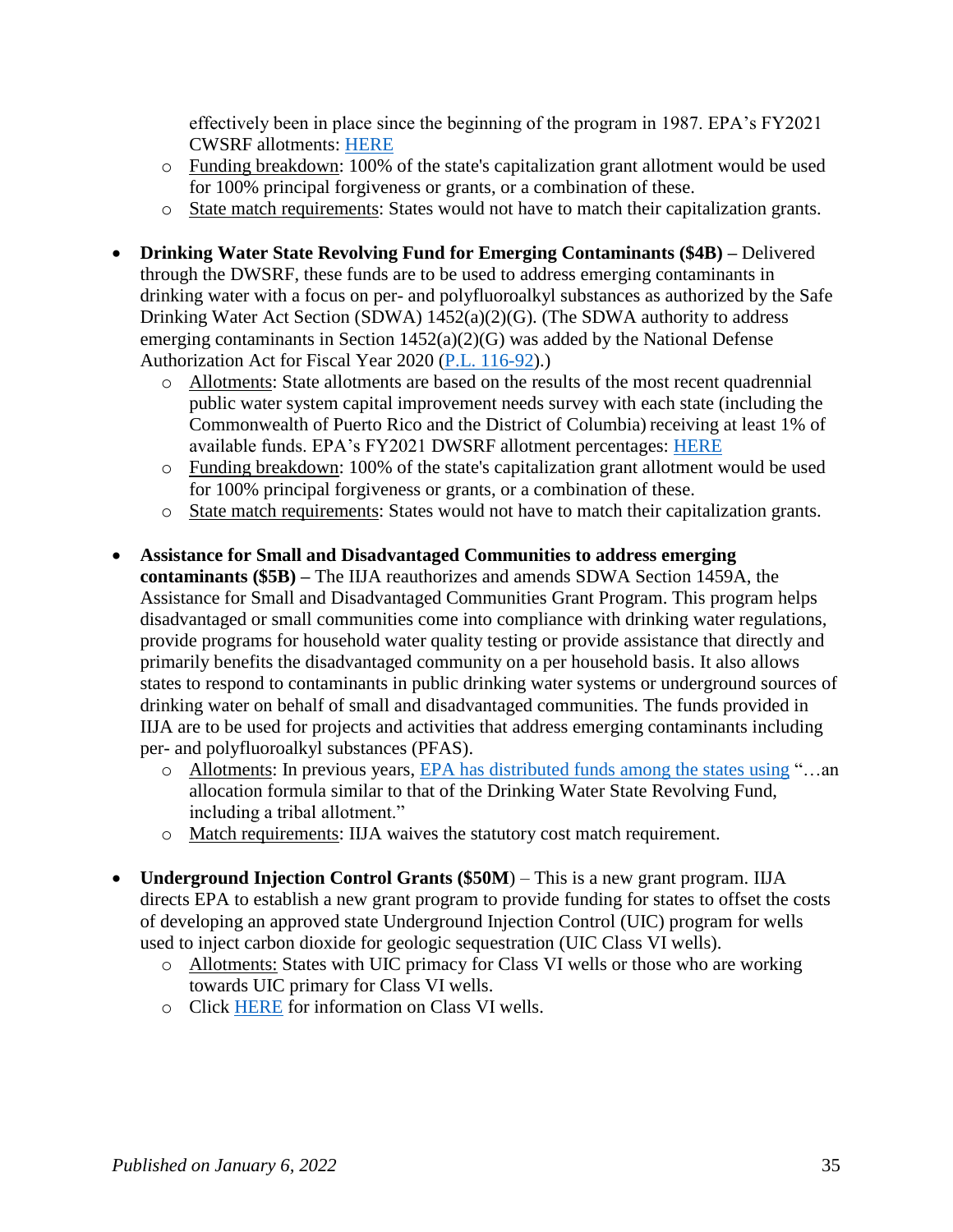effectively been in place since the beginning of the program in 1987. EPA's FY2021 CWSRF allotments: HERE

- Funding breakdown: 100% of the state's capitalization grant allotment would be used for 100% principal forgiveness or grants, or a combination of these.
- State match requirements: States would not have to match their capitalization grants.

- **Drinking Water State Revolving Fund for Emerging Contaminants ($4B) –** Delivered through the DWSRF, these funds are to be used to address emerging contaminants in drinking water with a focus on per- and polyfluoroalkyl substances as authorized by the Safe Drinking Water Act Section (SDWA) 1452(a)(2)(G). (The SDWA authority to address emerging contaminants in Section 1452(a)(2)(G) was added by the National Defense Authorization Act for Fiscal Year 2020 (P.L. 116-92).)
  - Allotments: State allotments are based on the results of the most recent quadrennial public water system capital improvement needs survey with each state (including the Commonwealth of Puerto Rico and the District of Columbia) receiving at least 1% of available funds. EPA's FY2021 DWSRF allotment percentages: HERE
  - Funding breakdown: 100% of the state's capitalization grant allotment would be used for 100% principal forgiveness or grants, or a combination of these.
  - State match requirements: States would not have to match their capitalization grants.

- **Assistance for Small and Disadvantaged Communities to address emerging contaminants ($5B) –** The IIJA reauthorizes and amends SDWA Section 1459A, the Assistance for Small and Disadvantaged Communities Grant Program. This program helps disadvantaged or small communities come into compliance with drinking water regulations, provide programs for household water quality testing or provide assistance that directly and primarily benefits the disadvantaged community on a per household basis. It also allows states to respond to contaminants in public drinking water systems or underground sources of drinking water on behalf of small and disadvantaged communities. The funds provided in IIJA are to be used for projects and activities that address emerging contaminants including per- and polyfluoroalkyl substances (PFAS).
  - Allotments: In previous years, EPA has distributed funds among the states using "…an allocation formula similar to that of the Drinking Water State Revolving Fund, including a tribal allotment."
  - Match requirements: IIJA waives the statutory cost match requirement.

- **Underground Injection Control Grants ($50M)** – This is a new grant program. IIJA directs EPA to establish a new grant program to provide funding for states to offset the costs of developing an approved state Underground Injection Control (UIC) program for wells used to inject carbon dioxide for geologic sequestration (UIC Class VI wells).
  - Allotments: States with UIC primacy for Class VI wells or those who are working towards UIC primary for Class VI wells.
  - Click HERE for information on Class VI wells.

*Published on January 6, 2022*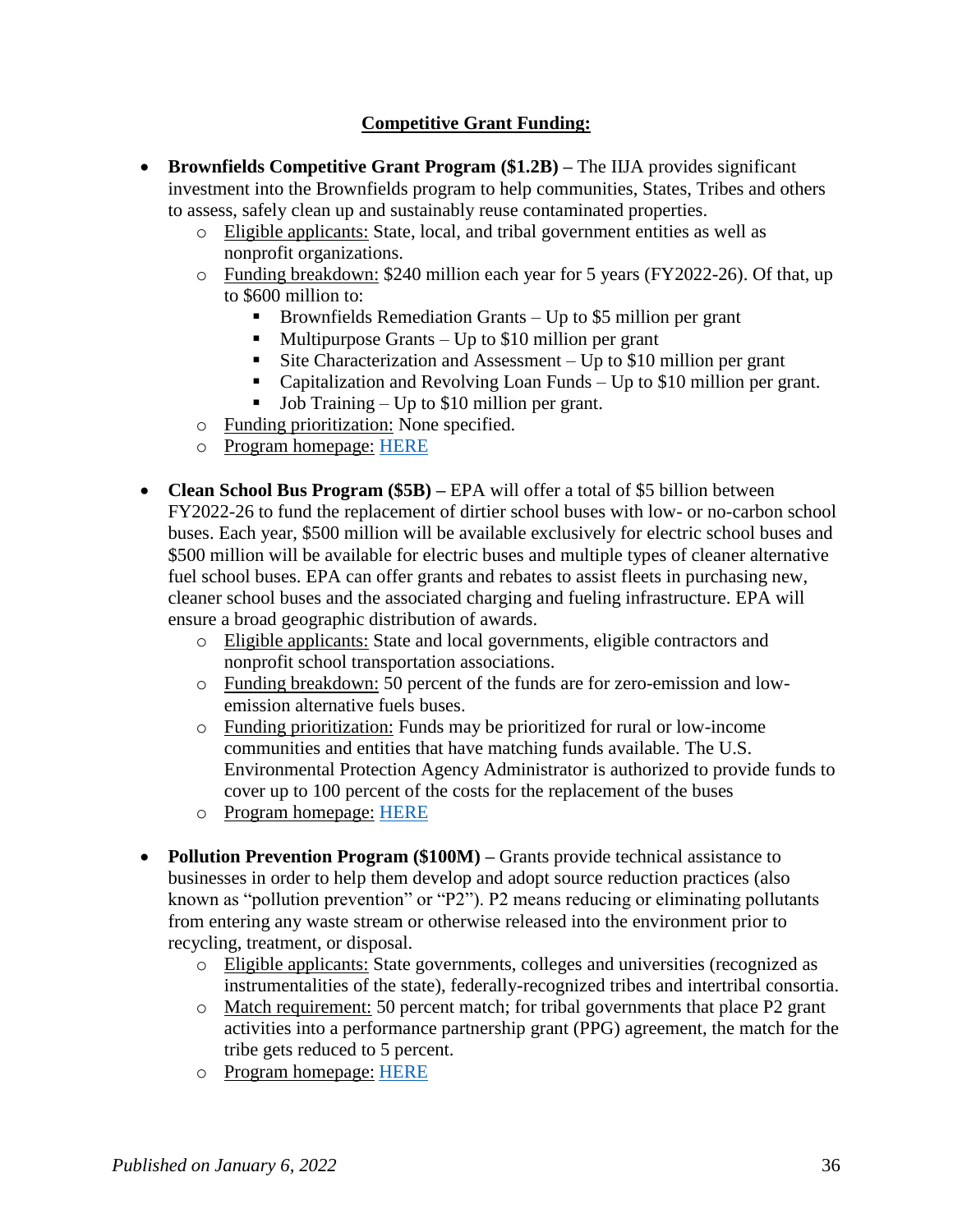## Competitive Grant Funding:

- **Brownfields Competitive Grant Program ($1.2B) –** The IIJA provides significant investment into the Brownfields program to help communities, States, Tribes and others to assess, safely clean up and sustainably reuse contaminated properties.
  - Eligible applicants: State, local, and tribal government entities as well as nonprofit organizations.
  - Funding breakdown: $240 million each year for 5 years (FY2022-26). Of that, up to $600 million to:
    - Brownfields Remediation Grants – Up to $5 million per grant
    - Multipurpose Grants – Up to $10 million per grant
    - Site Characterization and Assessment – Up to $10 million per grant
    - Capitalization and Revolving Loan Funds – Up to $10 million per grant.
    - Job Training – Up to $10 million per grant.
  - Funding prioritization: None specified.
  - Program homepage: HERE

- **Clean School Bus Program ($5B) –** EPA will offer a total of $5 billion between FY2022-26 to fund the replacement of dirtier school buses with low- or no-carbon school buses. Each year, $500 million will be available exclusively for electric school buses and $500 million will be available for electric buses and multiple types of cleaner alternative fuel school buses. EPA can offer grants and rebates to assist fleets in purchasing new, cleaner school buses and the associated charging and fueling infrastructure. EPA will ensure a broad geographic distribution of awards.
  - Eligible applicants: State and local governments, eligible contractors and nonprofit school transportation associations.
  - Funding breakdown: 50 percent of the funds are for zero-emission and low-emission alternative fuels buses.
  - Funding prioritization: Funds may be prioritized for rural or low-income communities and entities that have matching funds available. The U.S. Environmental Protection Agency Administrator is authorized to provide funds to cover up to 100 percent of the costs for the replacement of the buses
  - Program homepage: HERE

- **Pollution Prevention Program ($100M) –** Grants provide technical assistance to businesses in order to help them develop and adopt source reduction practices (also known as "pollution prevention" or "P2"). P2 means reducing or eliminating pollutants from entering any waste stream or otherwise released into the environment prior to recycling, treatment, or disposal.
  - Eligible applicants: State governments, colleges and universities (recognized as instrumentalities of the state), federally-recognized tribes and intertribal consortia.
  - Match requirement: 50 percent match; for tribal governments that place P2 grant activities into a performance partnership grant (PPG) agreement, the match for the tribe gets reduced to 5 percent.
  - Program homepage: HERE

*Published on January 6, 2022*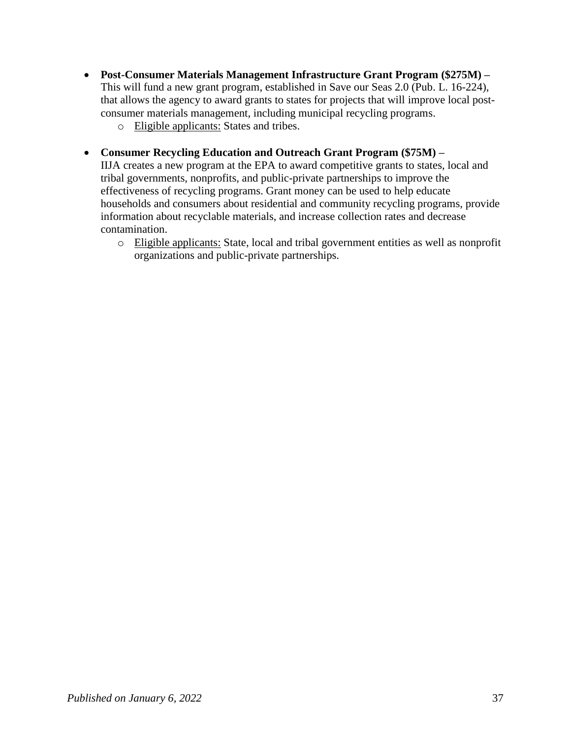- **Post-Consumer Materials Management Infrastructure Grant Program ($275M) –** This will fund a new grant program, established in Save our Seas 2.0 (Pub. L. 16-224), that allows the agency to award grants to states for projects that will improve local post-consumer materials management, including municipal recycling programs.
  - <u>Eligible applicants:</u> States and tribes.

- **Consumer Recycling Education and Outreach Grant Program ($75M) –** IIJA creates a new program at the EPA to award competitive grants to states, local and tribal governments, nonprofits, and public-private partnerships to improve the effectiveness of recycling programs. Grant money can be used to help educate households and consumers about residential and community recycling programs, provide information about recyclable materials, and increase collection rates and decrease contamination.
  - <u>Eligible applicants:</u> State, local and tribal government entities as well as nonprofit organizations and public-private partnerships.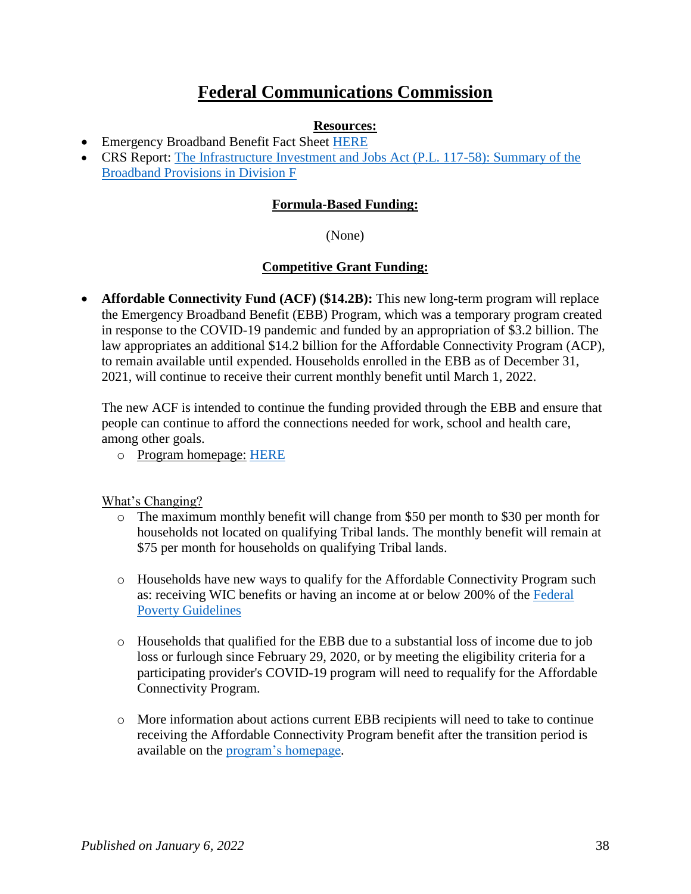# Federal Communications Commission

**Resources:**

- Emergency Broadband Benefit Fact Sheet HERE
- CRS Report: The Infrastructure Investment and Jobs Act (P.L. 117-58): Summary of the Broadband Provisions in Division F

**Formula-Based Funding:**

(None)

**Competitive Grant Funding:**

- **Affordable Connectivity Fund (ACF) ($14.2B):** This new long-term program will replace the Emergency Broadband Benefit (EBB) Program, which was a temporary program created in response to the COVID-19 pandemic and funded by an appropriation of $3.2 billion. The law appropriates an additional $14.2 billion for the Affordable Connectivity Program (ACP), to remain available until expended. Households enrolled in the EBB as of December 31, 2021, will continue to receive their current monthly benefit until March 1, 2022.

  The new ACF is intended to continue the funding provided through the EBB and ensure that people can continue to afford the connections needed for work, school and health care, among other goals.

  - Program homepage: HERE

  What's Changing?

  - The maximum monthly benefit will change from $50 per month to $30 per month for households not located on qualifying Tribal lands. The monthly benefit will remain at $75 per month for households on qualifying Tribal lands.
  - Households have new ways to qualify for the Affordable Connectivity Program such as: receiving WIC benefits or having an income at or below 200% of the Federal Poverty Guidelines
  - Households that qualified for the EBB due to a substantial loss of income due to job loss or furlough since February 29, 2020, or by meeting the eligibility criteria for a participating provider's COVID-19 program will need to requalify for the Affordable Connectivity Program.
  - More information about actions current EBB recipients will need to take to continue receiving the Affordable Connectivity Program benefit after the transition period is available on the program's homepage.

*Published on January 6, 2022*